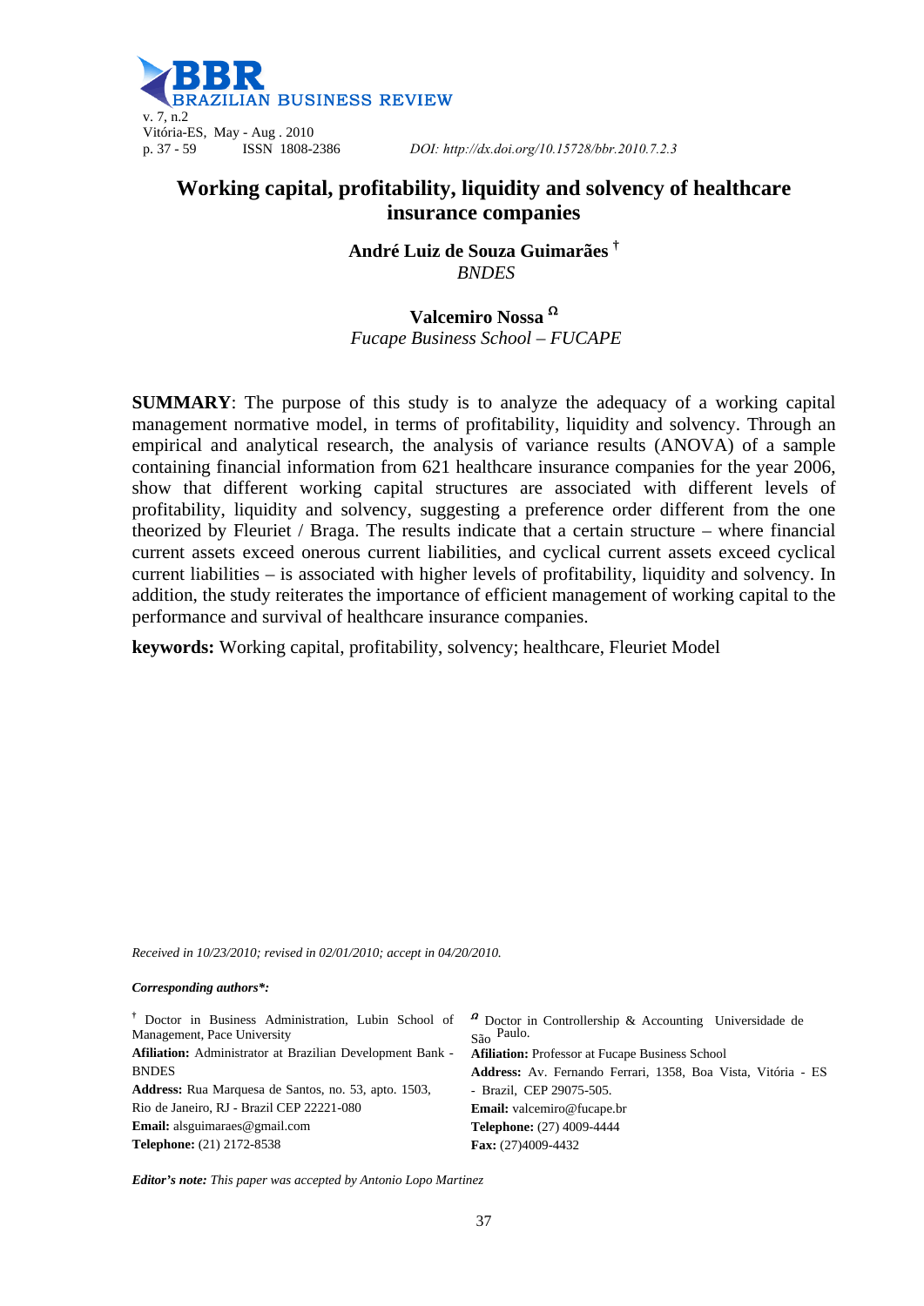# Working capital, profitability, liquidity and solvency of healthcare insurance companies

**André Luiz de Souza Guimarães** [†]
*BNDES*

**Valcemiro Nossa** [Ω]
*Fucape Business School – FUCAPE*

**SUMMARY**: The purpose of this study is to analyze the adequacy of a working capital management normative model, in terms of profitability, liquidity and solvency. Through an empirical and analytical research, the analysis of variance results (ANOVA) of a sample containing financial information from 621 healthcare insurance companies for the year 2006, show that different working capital structures are associated with different levels of profitability, liquidity and solvency, suggesting a preference order different from the one theorized by Fleuriet / Braga. The results indicate that a certain structure – where financial current assets exceed onerous current liabilities, and cyclical current assets exceed cyclical current liabilities – is associated with higher levels of profitability, liquidity and solvency. In addition, the study reiterates the importance of efficient management of working capital to the performance and survival of healthcare insurance companies.

**keywords:** Working capital, profitability, solvency; healthcare, Fleuriet Model

*Received in 10/23/2010; revised in 02/01/2010; accept in 04/20/2010.*

***Corresponding authors*:***

[†] Doctor in Business Administration, Lubin School of Management, Pace University
**Afiliation:** Administrator at Brazilian Development Bank - BNDES
**Address:** Rua Marquesa de Santos, no. 53, apto. 1503, Rio de Janeiro, RJ - Brazil CEP 22221-080
**Email:** alsguimaraes@gmail.com
**Telephone:** (21) 2172-8538

[Ω] Doctor in Controllership & Accounting Universidade de São Paulo.
**Afiliation:** Professor at Fucape Business School
**Address:** Av. Fernando Ferrari, 1358, Boa Vista, Vitória - ES - Brazil, CEP 29075-505.
**Email:** valcemiro@fucape.br
**Telephone:** (27) 4009-4444
**Fax:** (27)4009-4432

***Editor's note:*** *This paper was accepted by Antonio Lopo Martinez*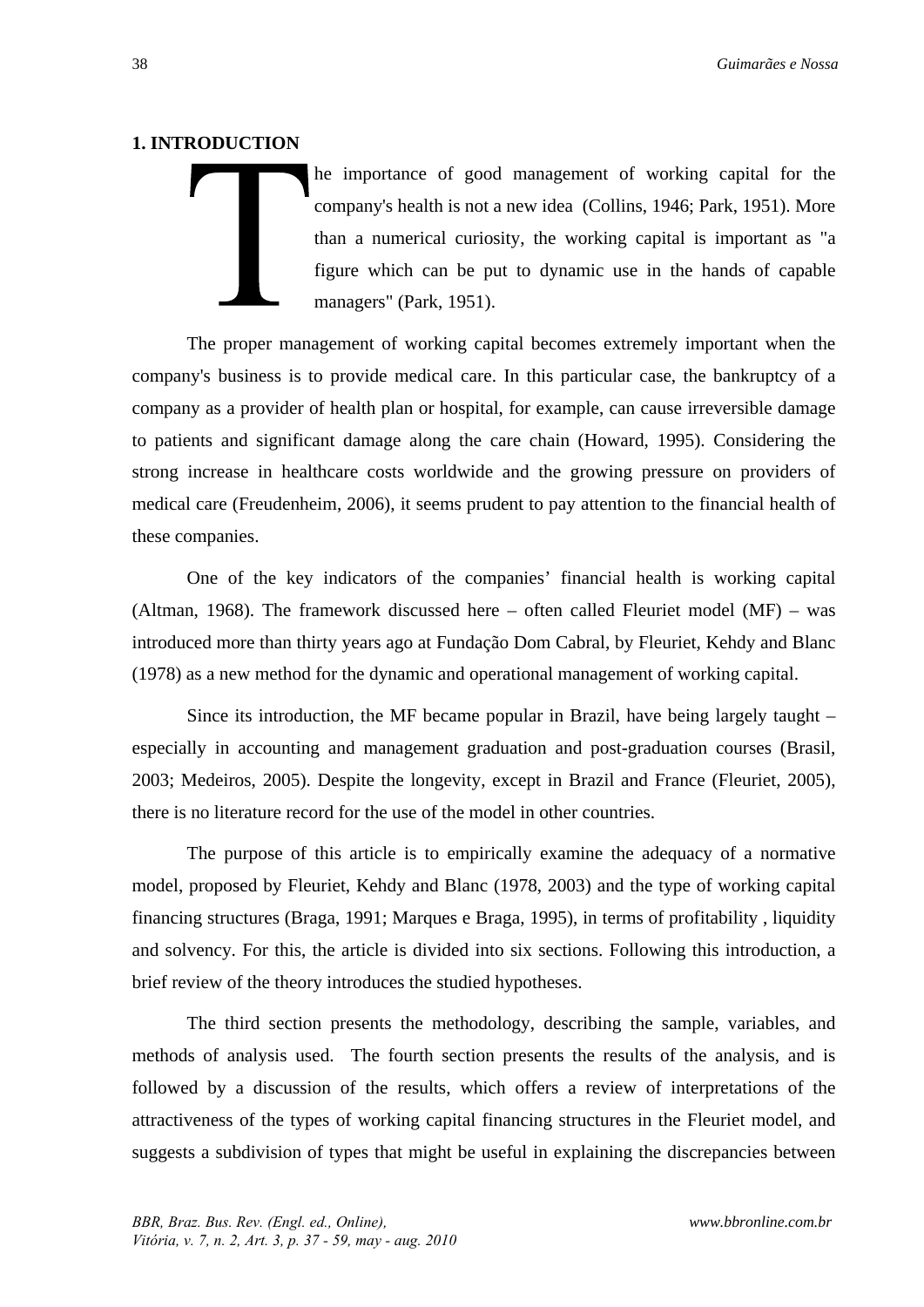## 1. INTRODUCTION

The importance of good management of working capital for the company's health is not a new idea (Collins, 1946; Park, 1951). More than a numerical curiosity, the working capital is important as "a figure which can be put to dynamic use in the hands of capable managers" (Park, 1951).

The proper management of working capital becomes extremely important when the company's business is to provide medical care. In this particular case, the bankruptcy of a company as a provider of health plan or hospital, for example, can cause irreversible damage to patients and significant damage along the care chain (Howard, 1995). Considering the strong increase in healthcare costs worldwide and the growing pressure on providers of medical care (Freudenheim, 2006), it seems prudent to pay attention to the financial health of these companies.

One of the key indicators of the companies' financial health is working capital (Altman, 1968). The framework discussed here – often called Fleuriet model (MF) – was introduced more than thirty years ago at Fundação Dom Cabral, by Fleuriet, Kehdy and Blanc (1978) as a new method for the dynamic and operational management of working capital.

Since its introduction, the MF became popular in Brazil, have being largely taught – especially in accounting and management graduation and post-graduation courses (Brasil, 2003; Medeiros, 2005). Despite the longevity, except in Brazil and France (Fleuriet, 2005), there is no literature record for the use of the model in other countries.

The purpose of this article is to empirically examine the adequacy of a normative model, proposed by Fleuriet, Kehdy and Blanc (1978, 2003) and the type of working capital financing structures (Braga, 1991; Marques e Braga, 1995), in terms of profitability , liquidity and solvency. For this, the article is divided into six sections. Following this introduction, a brief review of the theory introduces the studied hypotheses.

The third section presents the methodology, describing the sample, variables, and methods of analysis used. The fourth section presents the results of the analysis, and is followed by a discussion of the results, which offers a review of interpretations of the attractiveness of the types of working capital financing structures in the Fleuriet model, and suggests a subdivision of types that might be useful in explaining the discrepancies between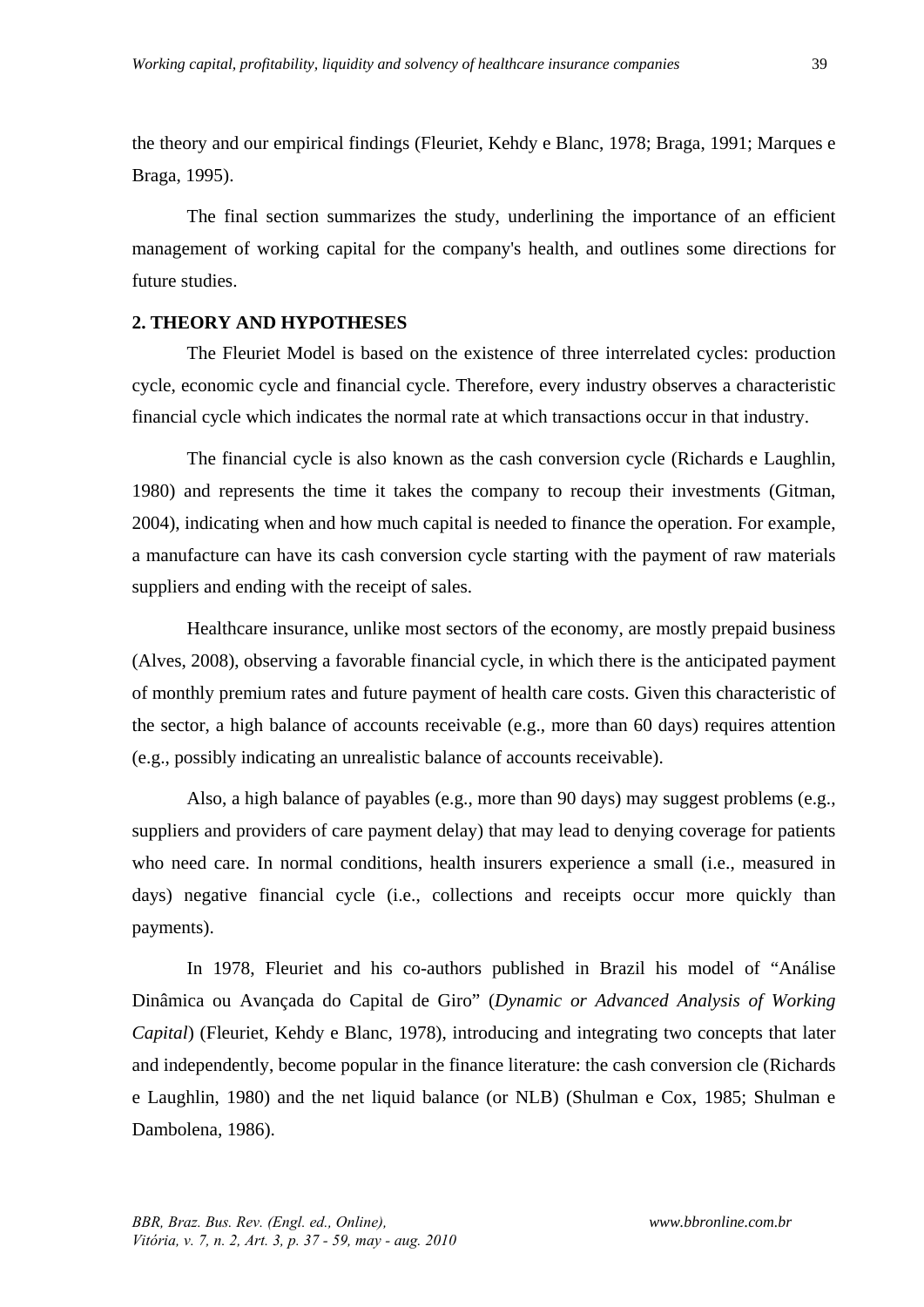the theory and our empirical findings (Fleuriet, Kehdy e Blanc, 1978; Braga, 1991; Marques e Braga, 1995).

The final section summarizes the study, underlining the importance of an efficient management of working capital for the company's health, and outlines some directions for future studies.

## 2. THEORY AND HYPOTHESES

The Fleuriet Model is based on the existence of three interrelated cycles: production cycle, economic cycle and financial cycle. Therefore, every industry observes a characteristic financial cycle which indicates the normal rate at which transactions occur in that industry.

The financial cycle is also known as the cash conversion cycle (Richards e Laughlin, 1980) and represents the time it takes the company to recoup their investments (Gitman, 2004), indicating when and how much capital is needed to finance the operation. For example, a manufacture can have its cash conversion cycle starting with the payment of raw materials suppliers and ending with the receipt of sales.

Healthcare insurance, unlike most sectors of the economy, are mostly prepaid business (Alves, 2008), observing a favorable financial cycle, in which there is the anticipated payment of monthly premium rates and future payment of health care costs. Given this characteristic of the sector, a high balance of accounts receivable (e.g., more than 60 days) requires attention (e.g., possibly indicating an unrealistic balance of accounts receivable).

Also, a high balance of payables (e.g., more than 90 days) may suggest problems (e.g., suppliers and providers of care payment delay) that may lead to denying coverage for patients who need care. In normal conditions, health insurers experience a small (i.e., measured in days) negative financial cycle (i.e., collections and receipts occur more quickly than payments).

In 1978, Fleuriet and his co-authors published in Brazil his model of "Análise Dinâmica ou Avançada do Capital de Giro" (*Dynamic or Advanced Analysis of Working Capital*) (Fleuriet, Kehdy e Blanc, 1978), introducing and integrating two concepts that later and independently, become popular in the finance literature: the cash conversion cle (Richards e Laughlin, 1980) and the net liquid balance (or NLB) (Shulman e Cox, 1985; Shulman e Dambolena, 1986).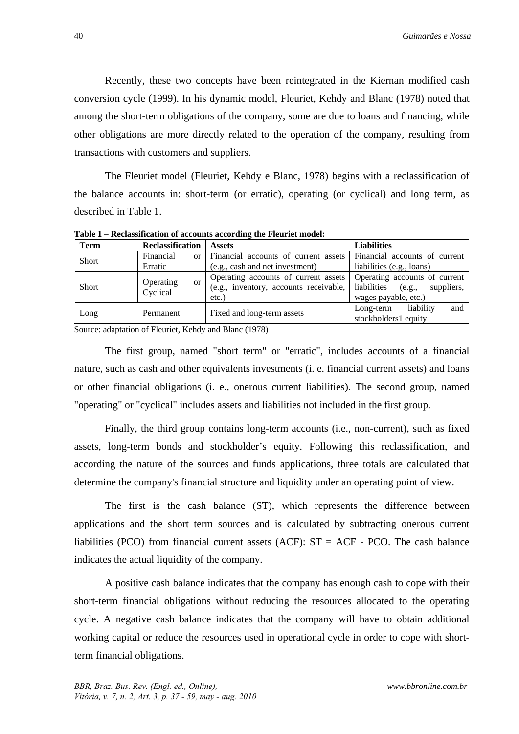Recently, these two concepts have been reintegrated in the Kiernan modified cash conversion cycle (1999). In his dynamic model, Fleuriet, Kehdy and Blanc (1978) noted that among the short-term obligations of the company, some are due to loans and financing, while other obligations are more directly related to the operation of the company, resulting from transactions with customers and suppliers.

The Fleuriet model (Fleuriet, Kehdy e Blanc, 1978) begins with a reclassification of the balance accounts in: short-term (or erratic), operating (or cyclical) and long term, as described in Table 1.

**Table 1 – Reclassification of accounts according the Fleuriet model:**

| Term | Reclassification | Assets | Liabilities |
|---|---|---|---|
| Short | Financial or Erratic | Financial accounts of current assets (e.g., cash and net investment) | Financial accounts of current liabilities (e.g., loans) |
| Short | Operating or Cyclical | Operating accounts of current assets (e.g., inventory, accounts receivable, etc.) | Operating accounts of current liabilities (e.g., suppliers, wages payable, etc.) |
| Long | Permanent | Fixed and long-term assets | Long-term liability and stockholders1 equity |

Source: adaptation of Fleuriet, Kehdy and Blanc (1978)

The first group, named "short term" or "erratic", includes accounts of a financial nature, such as cash and other equivalents investments (i. e. financial current assets) and loans or other financial obligations (i. e., onerous current liabilities). The second group, named "operating" or "cyclical" includes assets and liabilities not included in the first group.

Finally, the third group contains long-term accounts (i.e., non-current), such as fixed assets, long-term bonds and stockholder's equity. Following this reclassification, and according the nature of the sources and funds applications, three totals are calculated that determine the company's financial structure and liquidity under an operating point of view.

The first is the cash balance (ST), which represents the difference between applications and the short term sources and is calculated by subtracting onerous current liabilities (PCO) from financial current assets (ACF): $ST = ACF - PCO$. The cash balance indicates the actual liquidity of the company.

A positive cash balance indicates that the company has enough cash to cope with their short-term financial obligations without reducing the resources allocated to the operating cycle. A negative cash balance indicates that the company will have to obtain additional working capital or reduce the resources used in operational cycle in order to cope with short-term financial obligations.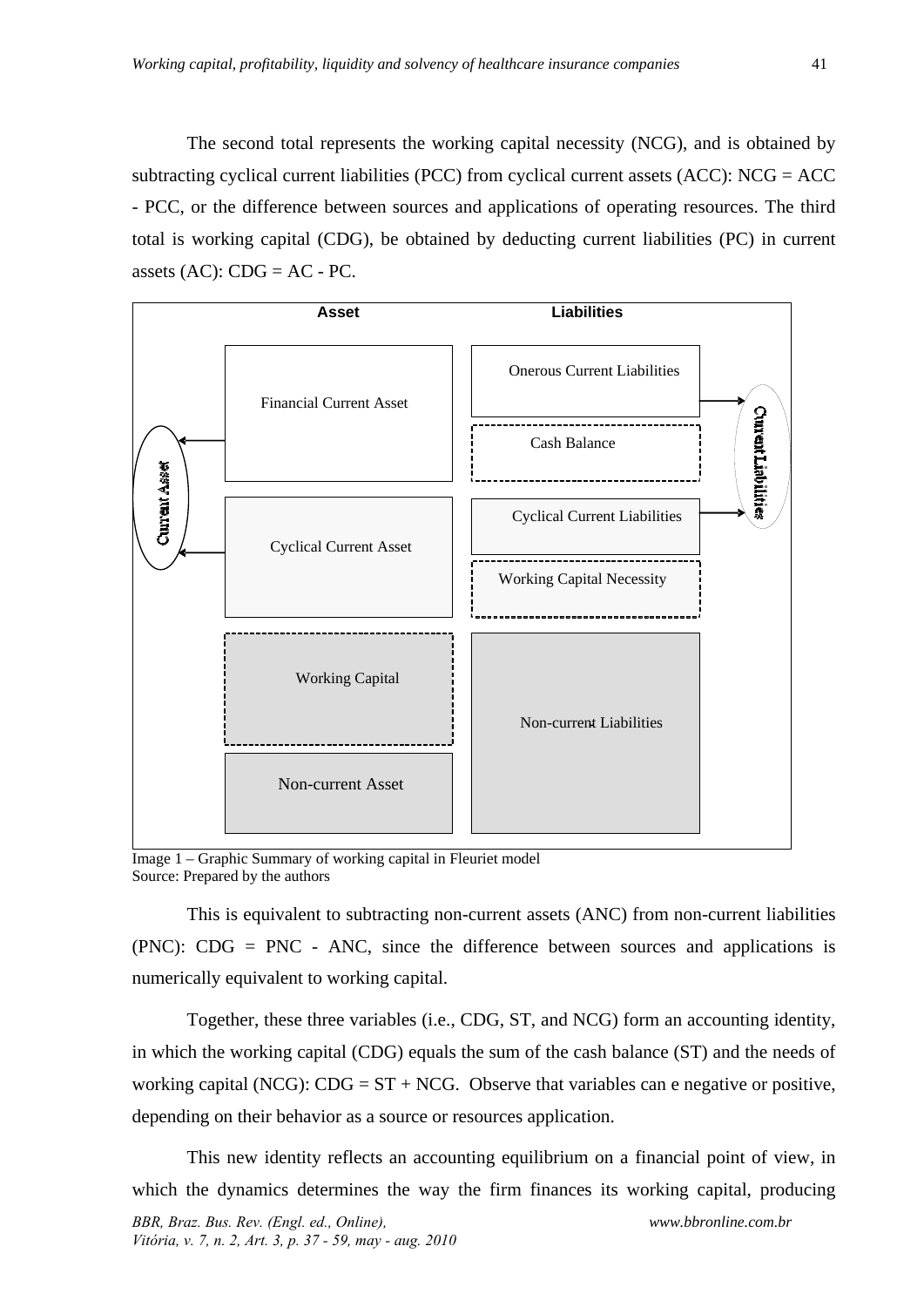The second total represents the working capital necessity (NCG), and is obtained by subtracting cyclical current liabilities (PCC) from cyclical current assets (ACC): NCG = ACC - PCC, or the difference between sources and applications of operating resources. The third total is working capital (CDG), be obtained by deducting current liabilities (PC) in current assets (AC): CDG = AC - PC.

| Asset | Liabilities |
| --- | --- |
| Financial Current Asset | Onerous Current Liabilities |
| | Cash Balance |
| Cyclical Current Asset | Cyclical Current Liabilities |
| | Working Capital Necessity |
| Working Capital | Non-current Liabilities |
| Non-current Asset | |

Current Asset ← Financial Current Asset, Cyclical Current Asset

Current Liabilities ← Onerous Current Liabilities, Cyclical Current Liabilities

Image 1 – Graphic Summary of working capital in Fleuriet model
Source: Prepared by the authors

This is equivalent to subtracting non-current assets (ANC) from non-current liabilities (PNC): CDG = PNC - ANC, since the difference between sources and applications is numerically equivalent to working capital.

Together, these three variables (i.e., CDG, ST, and NCG) form an accounting identity, in which the working capital (CDG) equals the sum of the cash balance (ST) and the needs of working capital (NCG): CDG = ST + NCG. Observe that variables can e negative or positive, depending on their behavior as a source or resources application.

This new identity reflects an accounting equilibrium on a financial point of view, in which the dynamics determines the way the firm finances its working capital, producing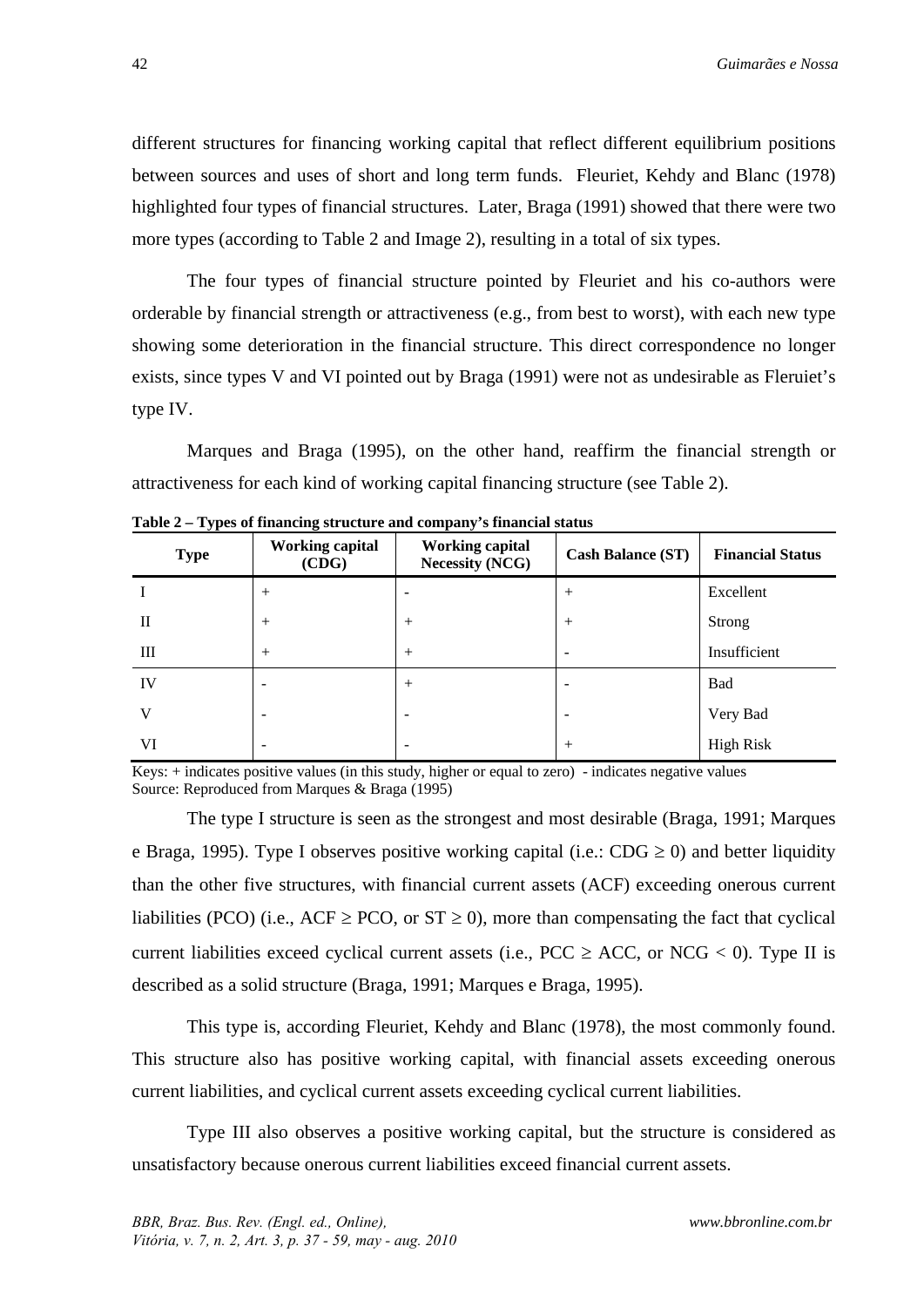different structures for financing working capital that reflect different equilibrium positions between sources and uses of short and long term funds. Fleuriet, Kehdy and Blanc (1978) highlighted four types of financial structures. Later, Braga (1991) showed that there were two more types (according to Table 2 and Image 2), resulting in a total of six types.

The four types of financial structure pointed by Fleuriet and his co-authors were orderable by financial strength or attractiveness (e.g., from best to worst), with each new type showing some deterioration in the financial structure. This direct correspondence no longer exists, since types V and VI pointed out by Braga (1991) were not as undesirable as Fleruiet's type IV.

Marques and Braga (1995), on the other hand, reaffirm the financial strength or attractiveness for each kind of working capital financing structure (see Table 2).

**Table 2 – Types of financing structure and company's financial status**

| Type | Working capital (CDG) | Working capital Necessity (NCG) | Cash Balance (ST) | Financial Status |
|---|---|---|---|---|
| I | + | - | + | Excellent |
| II | + | + | + | Strong |
| III | + | + | - | Insufficient |
| IV | - | + | - | Bad |
| V | - | - | - | Very Bad |
| VI | - | - | + | High Risk |

Keys: + indicates positive values (in this study, higher or equal to zero) - indicates negative values
Source: Reproduced from Marques & Braga (1995)

The type I structure is seen as the strongest and most desirable (Braga, 1991; Marques e Braga, 1995). Type I observes positive working capital (i.e.: $CDG \geq 0$) and better liquidity than the other five structures, with financial current assets (ACF) exceeding onerous current liabilities (PCO) (i.e., $ACF \geq PCO$, or $ST \geq 0$), more than compensating the fact that cyclical current liabilities exceed cyclical current assets (i.e., $PCC \geq ACC$, or $NCG < 0$). Type II is described as a solid structure (Braga, 1991; Marques e Braga, 1995).

This type is, according Fleuriet, Kehdy and Blanc (1978), the most commonly found. This structure also has positive working capital, with financial assets exceeding onerous current liabilities, and cyclical current assets exceeding cyclical current liabilities.

Type III also observes a positive working capital, but the structure is considered as unsatisfactory because onerous current liabilities exceed financial current assets.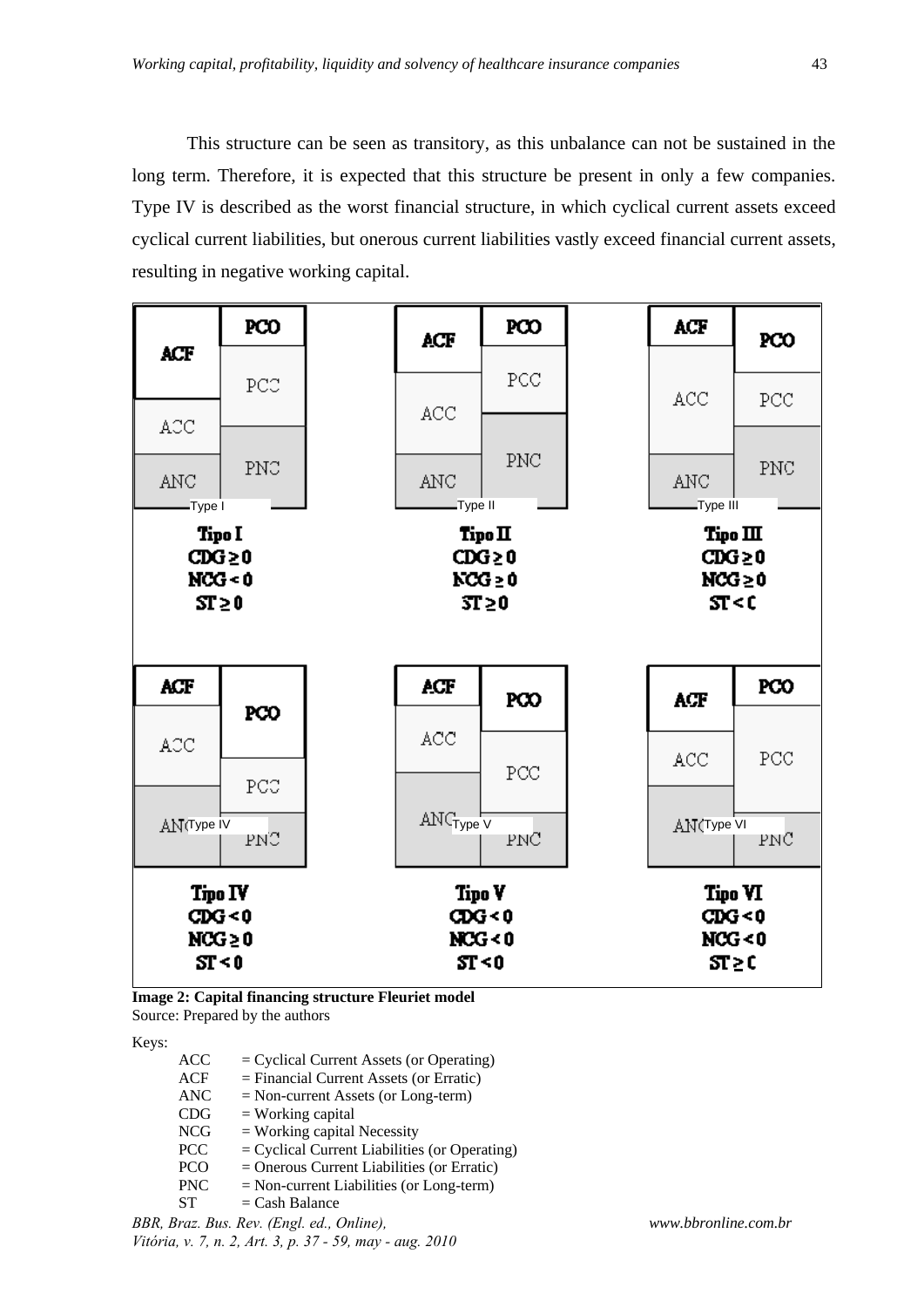This structure can be seen as transitory, as this unbalance can not be sustained in the long term. Therefore, it is expected that this structure be present in only a few companies. Type IV is described as the worst financial structure, in which cyclical current assets exceed cyclical current liabilities, but onerous current liabilities vastly exceed financial current assets, resulting in negative working capital.

| Type I | Type II | Type III |
|---|---|---|
| Tipo I | Tipo II | Tipo III |
| $CDG \geq 0$ | $CDG \geq 0$ | $CDG \geq 0$ |
| $NCG < 0$ | $NCG \geq 0$ | $NCG \geq 0$ |
| $ST \geq 0$ | $ST \geq 0$ | $ST < 0$ |

| Type IV | Type V | Type VI |
|---|---|---|
| Tipo IV | Tipo V | Tipo VI |
| $CDG < 0$ | $CDG < 0$ | $CDG < 0$ |
| $NCG \geq 0$ | $NCG < 0$ | $NCG < 0$ |
| $ST < 0$ | $ST < 0$ | $ST \geq 0$ |

**Image 2: Capital financing structure Fleuriet model**
Source: Prepared by the authors

Keys:

- ACC = Cyclical Current Assets (or Operating)
- ACF = Financial Current Assets (or Erratic)
- ANC = Non-current Assets (or Long-term)
- CDG = Working capital
- NCG = Working capital Necessity
- PCC = Cyclical Current Liabilities (or Operating)
- PCO = Onerous Current Liabilities (or Erratic)
- PNC = Non-current Liabilities (or Long-term)
- ST = Cash Balance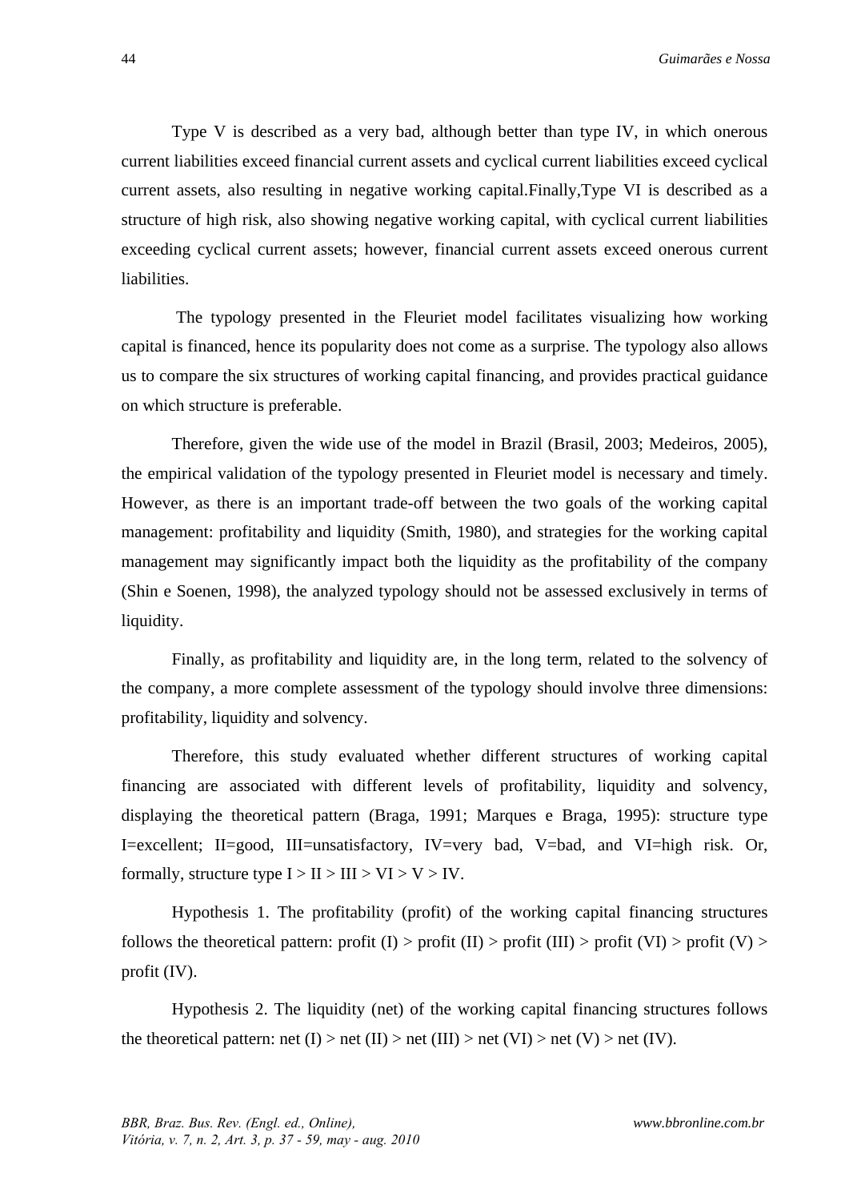Type V is described as a very bad, although better than type IV, in which onerous current liabilities exceed financial current assets and cyclical current liabilities exceed cyclical current assets, also resulting in negative working capital.Finally,Type VI is described as a structure of high risk, also showing negative working capital, with cyclical current liabilities exceeding cyclical current assets; however, financial current assets exceed onerous current liabilities.

The typology presented in the Fleuriet model facilitates visualizing how working capital is financed, hence its popularity does not come as a surprise. The typology also allows us to compare the six structures of working capital financing, and provides practical guidance on which structure is preferable.

Therefore, given the wide use of the model in Brazil (Brasil, 2003; Medeiros, 2005), the empirical validation of the typology presented in Fleuriet model is necessary and timely. However, as there is an important trade-off between the two goals of the working capital management: profitability and liquidity (Smith, 1980), and strategies for the working capital management may significantly impact both the liquidity as the profitability of the company (Shin e Soenen, 1998), the analyzed typology should not be assessed exclusively in terms of liquidity.

Finally, as profitability and liquidity are, in the long term, related to the solvency of the company, a more complete assessment of the typology should involve three dimensions: profitability, liquidity and solvency.

Therefore, this study evaluated whether different structures of working capital financing are associated with different levels of profitability, liquidity and solvency, displaying the theoretical pattern (Braga, 1991; Marques e Braga, 1995): structure type I=excellent; II=good, III=unsatisfactory, IV=very bad, V=bad, and VI=high risk. Or, formally, structure type I > II > III > VI > V > IV.

Hypothesis 1. The profitability (profit) of the working capital financing structures follows the theoretical pattern: profit (I) > profit (II) > profit (III) > profit (VI) > profit (V) > profit (IV).

Hypothesis 2. The liquidity (net) of the working capital financing structures follows the theoretical pattern: net (I) > net (II) > net (III) > net (VI) > net (V) > net (IV).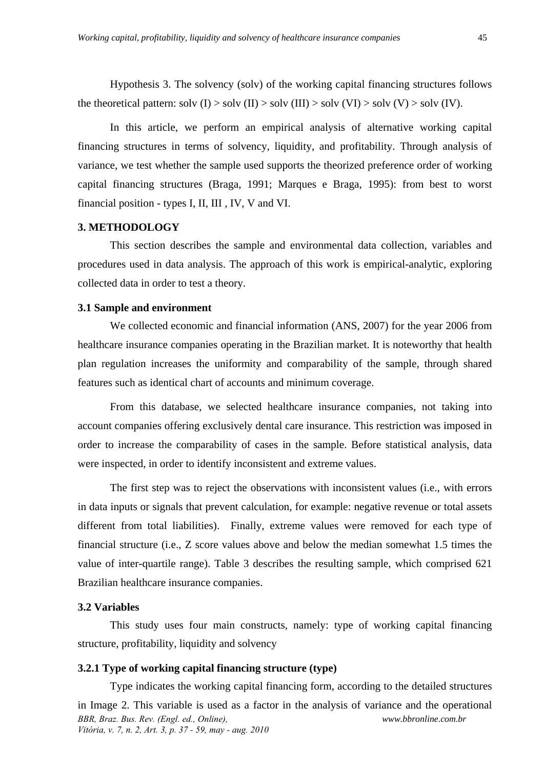Hypothesis 3. The solvency (solv) of the working capital financing structures follows the theoretical pattern: solv (I) > solv (II) > solv (III) > solv (VI) > solv (V) > solv (IV).

In this article, we perform an empirical analysis of alternative working capital financing structures in terms of solvency, liquidity, and profitability. Through analysis of variance, we test whether the sample used supports the theorized preference order of working capital financing structures (Braga, 1991; Marques e Braga, 1995): from best to worst financial position - types I, II, III , IV, V and VI.

## 3. METHODOLOGY

This section describes the sample and environmental data collection, variables and procedures used in data analysis. The approach of this work is empirical-analytic, exploring collected data in order to test a theory.

### 3.1 Sample and environment

We collected economic and financial information (ANS, 2007) for the year 2006 from healthcare insurance companies operating in the Brazilian market. It is noteworthy that health plan regulation increases the uniformity and comparability of the sample, through shared features such as identical chart of accounts and minimum coverage.

From this database, we selected healthcare insurance companies, not taking into account companies offering exclusively dental care insurance. This restriction was imposed in order to increase the comparability of cases in the sample. Before statistical analysis, data were inspected, in order to identify inconsistent and extreme values.

The first step was to reject the observations with inconsistent values (i.e., with errors in data inputs or signals that prevent calculation, for example: negative revenue or total assets different from total liabilities). Finally, extreme values were removed for each type of financial structure (i.e., Z score values above and below the median somewhat 1.5 times the value of inter-quartile range). Table 3 describes the resulting sample, which comprised 621 Brazilian healthcare insurance companies.

### 3.2 Variables

This study uses four main constructs, namely: type of working capital financing structure, profitability, liquidity and solvency

#### 3.2.1 Type of working capital financing structure (type)

Type indicates the working capital financing form, according to the detailed structures in Image 2. This variable is used as a factor in the analysis of variance and the operational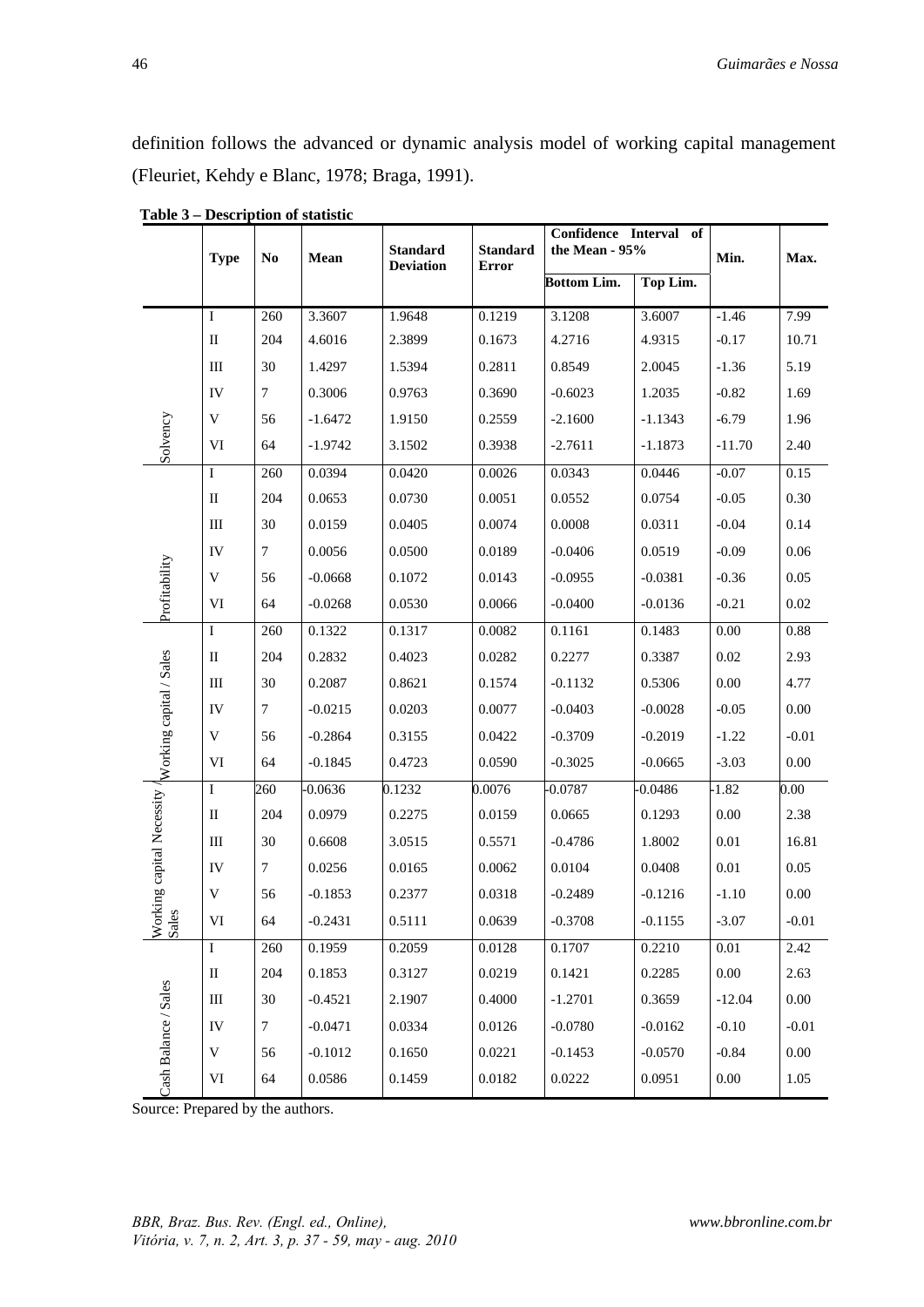definition follows the advanced or dynamic analysis model of working capital management (Fleuriet, Kehdy e Blanc, 1978; Braga, 1991).

**Table 3 – Description of statistic**

| | Type | No | Mean | Standard Deviation | Standard Error | Confidence Interval of the Mean - 95% | | Min. | Max. |
|---|---|---|---|---|---|---|---|---|---|
| | | | | | | Bottom Lim. | Top Lim. | | |
| Solvency | I | 260 | 3.3607 | 1.9648 | 0.1219 | 3.1208 | 3.6007 | -1.46 | 7.99 |
| | II | 204 | 4.6016 | 2.3899 | 0.1673 | 4.2716 | 4.9315 | -0.17 | 10.71 |
| | III | 30 | 1.4297 | 1.5394 | 0.2811 | 0.8549 | 2.0045 | -1.36 | 5.19 |
| | IV | 7 | 0.3006 | 0.9763 | 0.3690 | -0.6023 | 1.2035 | -0.82 | 1.69 |
| | V | 56 | -1.6472 | 1.9150 | 0.2559 | -2.1600 | -1.1343 | -6.79 | 1.96 |
| | VI | 64 | -1.9742 | 3.1502 | 0.3938 | -2.7611 | -1.1873 | -11.70 | 2.40 |
| Profitability | I | 260 | 0.0394 | 0.0420 | 0.0026 | 0.0343 | 0.0446 | -0.07 | 0.15 |
| | II | 204 | 0.0653 | 0.0730 | 0.0051 | 0.0552 | 0.0754 | -0.05 | 0.30 |
| | III | 30 | 0.0159 | 0.0405 | 0.0074 | 0.0008 | 0.0311 | -0.04 | 0.14 |
| | IV | 7 | 0.0056 | 0.0500 | 0.0189 | -0.0406 | 0.0519 | -0.09 | 0.06 |
| | V | 56 | -0.0668 | 0.1072 | 0.0143 | -0.0955 | -0.0381 | -0.36 | 0.05 |
| | VI | 64 | -0.0268 | 0.0530 | 0.0066 | -0.0400 | -0.0136 | -0.21 | 0.02 |
| Working capital / Sales | I | 260 | 0.1322 | 0.1317 | 0.0082 | 0.1161 | 0.1483 | 0.00 | 0.88 |
| | II | 204 | 0.2832 | 0.4023 | 0.0282 | 0.2277 | 0.3387 | 0.02 | 2.93 |
| | III | 30 | 0.2087 | 0.8621 | 0.1574 | -0.1132 | 0.5306 | 0.00 | 4.77 |
| | IV | 7 | -0.0215 | 0.0203 | 0.0077 | -0.0403 | -0.0028 | -0.05 | 0.00 |
| | V | 56 | -0.2864 | 0.3155 | 0.0422 | -0.3709 | -0.2019 | -1.22 | -0.01 |
| | VI | 64 | -0.1845 | 0.4723 | 0.0590 | -0.3025 | -0.0665 | -3.03 | 0.00 |
| Working capital Necessity / Sales | I | 260 | -0.0636 | 0.1232 | 0.0076 | -0.0787 | -0.0486 | -1.82 | 0.00 |
| | II | 204 | 0.0979 | 0.2275 | 0.0159 | 0.0665 | 0.1293 | 0.00 | 2.38 |
| | III | 30 | 0.6608 | 3.0515 | 0.5571 | -0.4786 | 1.8002 | 0.01 | 16.81 |
| | IV | 7 | 0.0256 | 0.0165 | 0.0062 | 0.0104 | 0.0408 | 0.01 | 0.05 |
| | V | 56 | -0.1853 | 0.2377 | 0.0318 | -0.2489 | -0.1216 | -1.10 | 0.00 |
| | VI | 64 | -0.2431 | 0.5111 | 0.0639 | -0.3708 | -0.1155 | -3.07 | -0.01 |
| Cash Balance / Sales | I | 260 | 0.1959 | 0.2059 | 0.0128 | 0.1707 | 0.2210 | 0.01 | 2.42 |
| | II | 204 | 0.1853 | 0.3127 | 0.0219 | 0.1421 | 0.2285 | 0.00 | 2.63 |
| | III | 30 | -0.4521 | 2.1907 | 0.4000 | -1.2701 | 0.3659 | -12.04 | 0.00 |
| | IV | 7 | -0.0471 | 0.0334 | 0.0126 | -0.0780 | -0.0162 | -0.10 | -0.01 |
| | V | 56 | -0.1012 | 0.1650 | 0.0221 | -0.1453 | -0.0570 | -0.84 | 0.00 |
| | VI | 64 | 0.0586 | 0.1459 | 0.0182 | 0.0222 | 0.0951 | 0.00 | 1.05 |

Source: Prepared by the authors.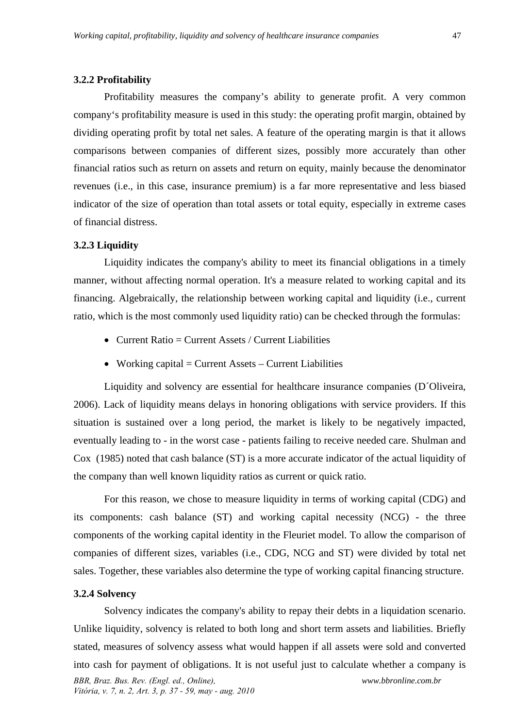### 3.2.2 Profitability

Profitability measures the company's ability to generate profit. A very common company's profitability measure is used in this study: the operating profit margin, obtained by dividing operating profit by total net sales. A feature of the operating margin is that it allows comparisons between companies of different sizes, possibly more accurately than other financial ratios such as return on assets and return on equity, mainly because the denominator revenues (i.e., in this case, insurance premium) is a far more representative and less biased indicator of the size of operation than total assets or total equity, especially in extreme cases of financial distress.

### 3.2.3 Liquidity

Liquidity indicates the company's ability to meet its financial obligations in a timely manner, without affecting normal operation. It's a measure related to working capital and its financing. Algebraically, the relationship between working capital and liquidity (i.e., current ratio, which is the most commonly used liquidity ratio) can be checked through the formulas:

- Current Ratio = Current Assets / Current Liabilities
- Working capital = Current Assets – Current Liabilities

Liquidity and solvency are essential for healthcare insurance companies (D´Oliveira, 2006). Lack of liquidity means delays in honoring obligations with service providers. If this situation is sustained over a long period, the market is likely to be negatively impacted, eventually leading to - in the worst case - patients failing to receive needed care. Shulman and Cox (1985) noted that cash balance (ST) is a more accurate indicator of the actual liquidity of the company than well known liquidity ratios as current or quick ratio.

For this reason, we chose to measure liquidity in terms of working capital (CDG) and its components: cash balance (ST) and working capital necessity (NCG) - the three components of the working capital identity in the Fleuriet model. To allow the comparison of companies of different sizes, variables (i.e., CDG, NCG and ST) were divided by total net sales. Together, these variables also determine the type of working capital financing structure.

### 3.2.4 Solvency

Solvency indicates the company's ability to repay their debts in a liquidation scenario. Unlike liquidity, solvency is related to both long and short term assets and liabilities. Briefly stated, measures of solvency assess what would happen if all assets were sold and converted into cash for payment of obligations. It is not useful just to calculate whether a company is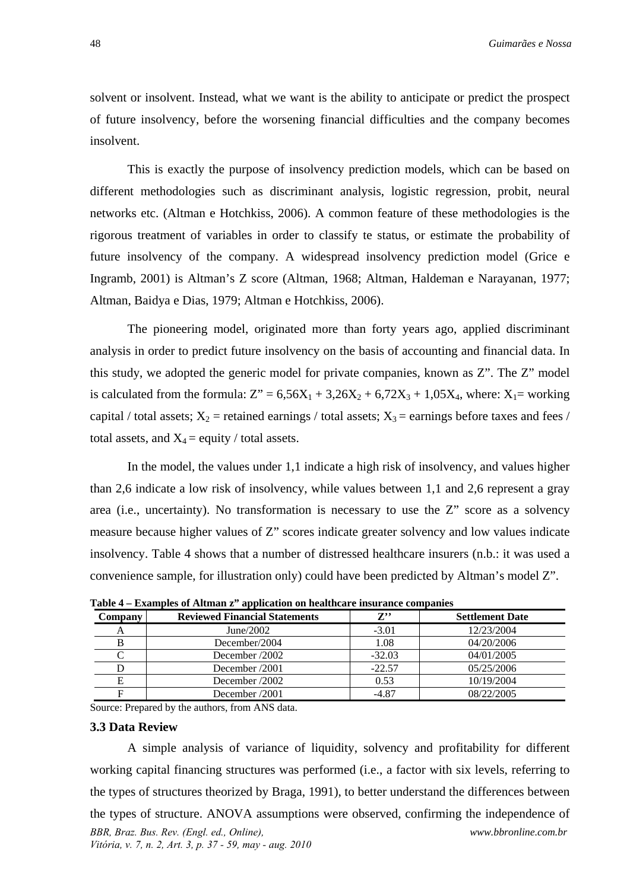solvent or insolvent. Instead, what we want is the ability to anticipate or predict the prospect of future insolvency, before the worsening financial difficulties and the company becomes insolvent.

This is exactly the purpose of insolvency prediction models, which can be based on different methodologies such as discriminant analysis, logistic regression, probit, neural networks etc. (Altman e Hotchkiss, 2006). A common feature of these methodologies is the rigorous treatment of variables in order to classify te status, or estimate the probability of future insolvency of the company. A widespread insolvency prediction model (Grice e Ingramb, 2001) is Altman's Z score (Altman, 1968; Altman, Haldeman e Narayanan, 1977; Altman, Baidya e Dias, 1979; Altman e Hotchkiss, 2006).

The pioneering model, originated more than forty years ago, applied discriminant analysis in order to predict future insolvency on the basis of accounting and financial data. In this study, we adopted the generic model for private companies, known as Z". The Z" model is calculated from the formula: $Z" = 6{,}56X_1 + 3{,}26X_2 + 6{,}72X_3 + 1{,}05X_4$, where: $X_1$= working capital / total assets; $X_2$ = retained earnings / total assets; $X_3$ = earnings before taxes and fees / total assets, and $X_4$ = equity / total assets.

In the model, the values under 1,1 indicate a high risk of insolvency, and values higher than 2,6 indicate a low risk of insolvency, while values between 1,1 and 2,6 represent a gray area (i.e., uncertainty). No transformation is necessary to use the Z" score as a solvency measure because higher values of Z" scores indicate greater solvency and low values indicate insolvency. Table 4 shows that a number of distressed healthcare insurers (n.b.: it was used a convenience sample, for illustration only) could have been predicted by Altman's model Z".

**Table 4 – Examples of Altman z" application on healthcare insurance companies**

| Company | Reviewed Financial Statements | Z'' | Settlement Date |
|---|---|---|---|
| A | June/2002 | -3.01 | 12/23/2004 |
| B | December/2004 | 1.08 | 04/20/2006 |
| C | December /2002 | -32.03 | 04/01/2005 |
| D | December /2001 | -22.57 | 05/25/2006 |
| E | December /2002 | 0.53 | 10/19/2004 |
| F | December /2001 | -4.87 | 08/22/2005 |

Source: Prepared by the authors, from ANS data.

### 3.3 Data Review

A simple analysis of variance of liquidity, solvency and profitability for different working capital financing structures was performed (i.e., a factor with six levels, referring to the types of structures theorized by Braga, 1991), to better understand the differences between the types of structure. ANOVA assumptions were observed, confirming the independence of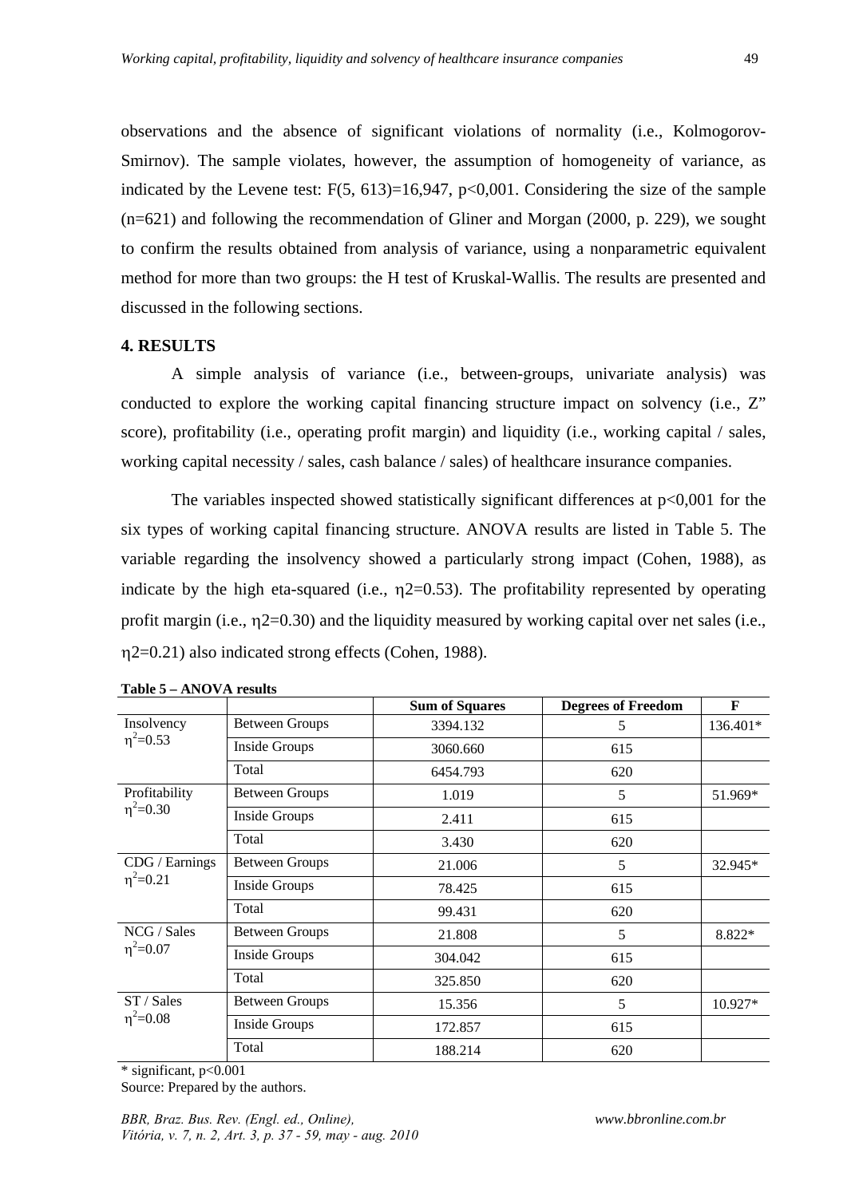observations and the absence of significant violations of normality (i.e., Kolmogorov-Smirnov). The sample violates, however, the assumption of homogeneity of variance, as indicated by the Levene test: $F(5, 613)=16{,}947$, $p<0{,}001$. Considering the size of the sample ($n=621$) and following the recommendation of Gliner and Morgan (2000, p. 229), we sought to confirm the results obtained from analysis of variance, using a nonparametric equivalent method for more than two groups: the H test of Kruskal-Wallis. The results are presented and discussed in the following sections.

## 4. RESULTS

A simple analysis of variance (i.e., between-groups, univariate analysis) was conducted to explore the working capital financing structure impact on solvency (i.e., Z" score), profitability (i.e., operating profit margin) and liquidity (i.e., working capital / sales, working capital necessity / sales, cash balance / sales) of healthcare insurance companies.

The variables inspected showed statistically significant differences at $p<0{,}001$ for the six types of working capital financing structure. ANOVA results are listed in Table 5. The variable regarding the insolvency showed a particularly strong impact (Cohen, 1988), as indicate by the high eta-squared (i.e., $\eta 2=0.53$). The profitability represented by operating profit margin (i.e., $\eta 2=0.30$) and the liquidity measured by working capital over net sales (i.e., $\eta 2=0.21$) also indicated strong effects (Cohen, 1988).

**Table 5 – ANOVA results**

| | | Sum of Squares | Degrees of Freedom | F |
|---|---|---|---|---|
| Insolvency $\eta^2=0.53$ | Between Groups | 3394.132 | 5 | 136.401* |
| | Inside Groups | 3060.660 | 615 | |
| | Total | 6454.793 | 620 | |
| Profitability $\eta^2=0.30$ | Between Groups | 1.019 | 5 | 51.969* |
| | Inside Groups | 2.411 | 615 | |
| | Total | 3.430 | 620 | |
| CDG / Earnings $\eta^2=0.21$ | Between Groups | 21.006 | 5 | 32.945* |
| | Inside Groups | 78.425 | 615 | |
| | Total | 99.431 | 620 | |
| NCG / Sales $\eta^2=0.07$ | Between Groups | 21.808 | 5 | 8.822* |
| | Inside Groups | 304.042 | 615 | |
| | Total | 325.850 | 620 | |
| ST / Sales $\eta^2=0.08$ | Between Groups | 15.356 | 5 | 10.927* |
| | Inside Groups | 172.857 | 615 | |
| | Total | 188.214 | 620 | |

\* significant, $p<0.001$

Source: Prepared by the authors.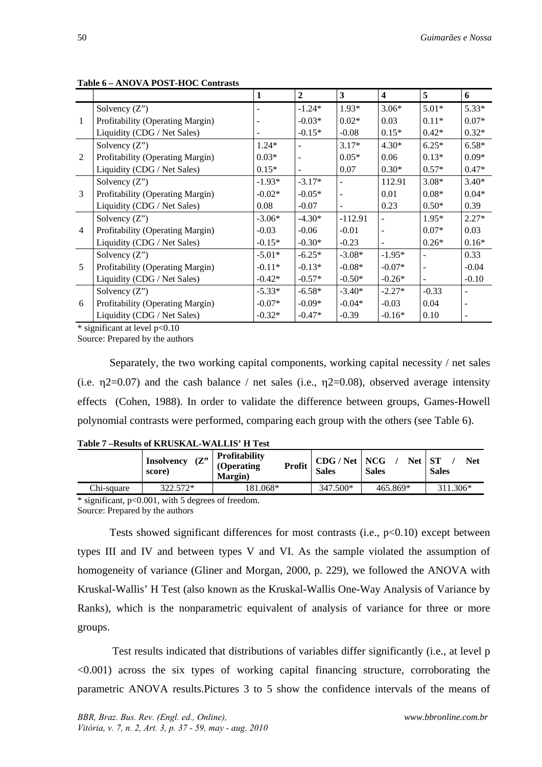**Table 6 – ANOVA POST-HOC Contrasts**

| | | 1 | 2 | 3 | 4 | 5 | 6 |
|---|---|---|---|---|---|---|---|
| 1 | Solvency (Z") | - | -1.24* | 1.93* | 3.06* | 5.01* | 5.33* |
| | Profitability (Operating Margin) | - | -0.03* | 0.02* | 0.03 | 0.11* | 0.07* |
| | Liquidity (CDG / Net Sales) | - | -0.15* | -0.08 | 0.15* | 0.42* | 0.32* |
| 2 | Solvency (Z") | 1.24* | - | 3.17* | 4.30* | 6.25* | 6.58* |
| | Profitability (Operating Margin) | 0.03* | - | 0.05* | 0.06 | 0.13* | 0.09* |
| | Liquidity (CDG / Net Sales) | 0.15* | - | 0.07 | 0.30* | 0.57* | 0.47* |
| 3 | Solvency (Z") | -1.93* | -3.17* | - | 112.91 | 3.08* | 3.40* |
| | Profitability (Operating Margin) | -0.02* | -0.05* | - | 0.01 | 0.08* | 0.04* |
| | Liquidity (CDG / Net Sales) | 0.08 | -0.07 | - | 0.23 | 0.50* | 0.39 |
| 4 | Solvency (Z") | -3.06* | -4.30* | -112.91 | - | 1.95* | 2.27* |
| | Profitability (Operating Margin) | -0.03 | -0.06 | -0.01 | - | 0.07* | 0.03 |
| | Liquidity (CDG / Net Sales) | -0.15* | -0.30* | -0.23 | - | 0.26* | 0.16* |
| 5 | Solvency (Z") | -5.01* | -6.25* | -3.08* | -1.95* | - | 0.33 |
| | Profitability (Operating Margin) | -0.11* | -0.13* | -0.08* | -0.07* | - | -0.04 |
| | Liquidity (CDG / Net Sales) | -0.42* | -0.57* | -0.50* | -0.26* | - | -0.10 |
| 6 | Solvency (Z") | -5.33* | -6.58* | -3.40* | -2.27* | -0.33 | - |
| | Profitability (Operating Margin) | -0.07* | -0.09* | -0.04* | -0.03 | 0.04 | - |
| | Liquidity (CDG / Net Sales) | -0.32* | -0.47* | -0.39 | -0.16* | 0.10 | - |

\* significant at level $p<0.10$

Source: Prepared by the authors

Separately, the two working capital components, working capital necessity / net sales (i.e. $\eta 2=0.07$) and the cash balance / net sales (i.e., $\eta 2=0.08$), observed average intensity effects (Cohen, 1988). In order to validate the difference between groups, Games-Howell polynomial contrasts were performed, comparing each group with the others (see Table 6).

**Table 7 –Results of KRUSKAL-WALLIS' H Test**

| | Insolvency (Z" score) | Profitability (Operating Profit Margin) | CDG / Net Sales | NCG / Net Sales | ST / Net Sales |
|---|---|---|---|---|---|
| Chi-square | 322.572* | 181.068* | 347.500* | 465.869* | 311.306* |

\* significant, $p<0.001$, with 5 degrees of freedom.

Source: Prepared by the authors

Tests showed significant differences for most contrasts (i.e., $p<0.10$) except between types III and IV and between types V and VI. As the sample violated the assumption of homogeneity of variance (Gliner and Morgan, 2000, p. 229), we followed the ANOVA with Kruskal-Wallis' H Test (also known as the Kruskal-Wallis One-Way Analysis of Variance by Ranks), which is the nonparametric equivalent of analysis of variance for three or more groups.

Test results indicated that distributions of variables differ significantly (i.e., at level $p<0.001$) across the six types of working capital financing structure, corroborating the parametric ANOVA results.Pictures 3 to 5 show the confidence intervals of the means of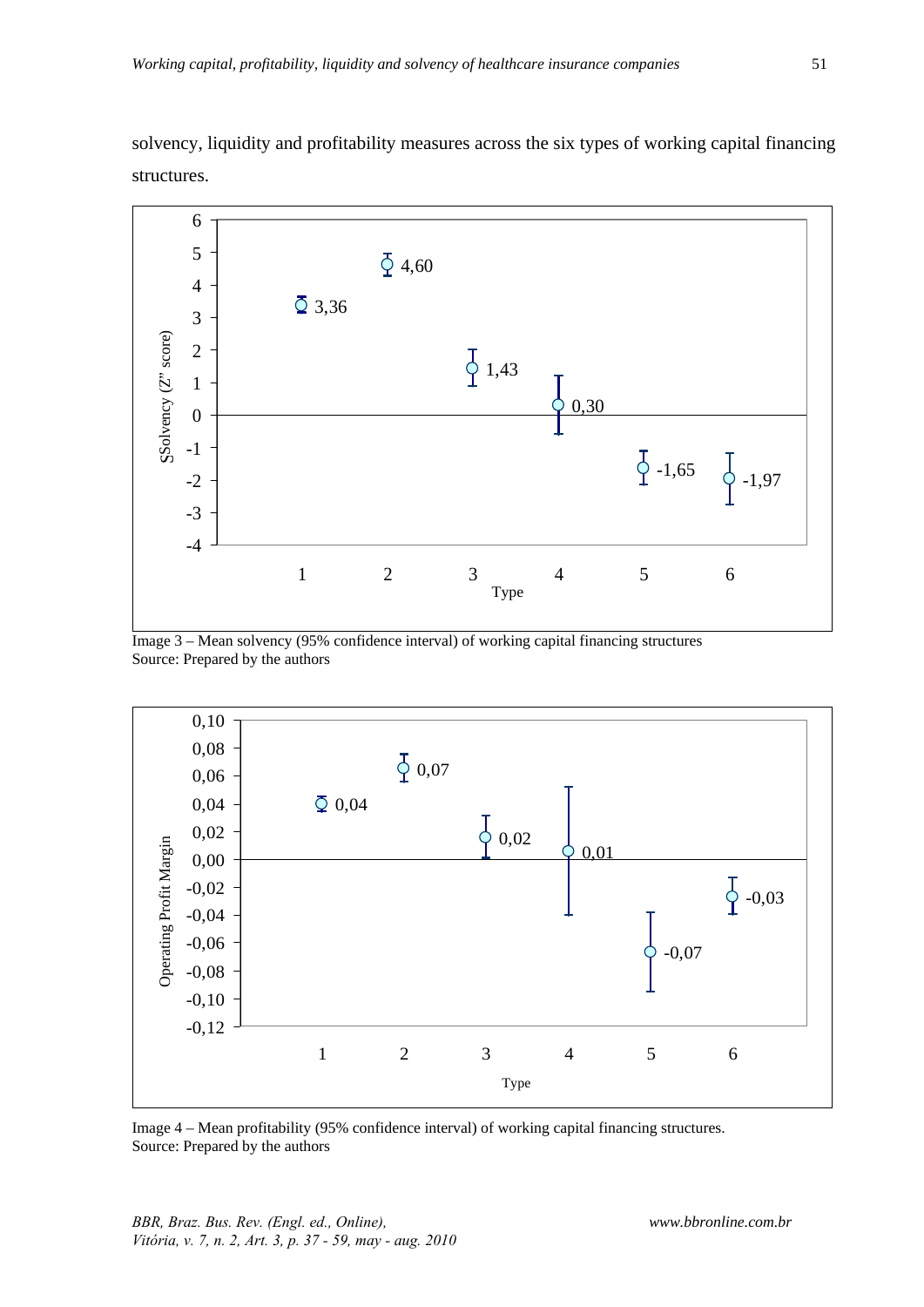solvency, liquidity and profitability measures across the six types of working capital financing structures.

Image 3 – Mean solvency (95% confidence interval) of working capital financing structures
Source: Prepared by the authors

Image 4 – Mean profitability (95% confidence interval) of working capital financing structures.
Source: Prepared by the authors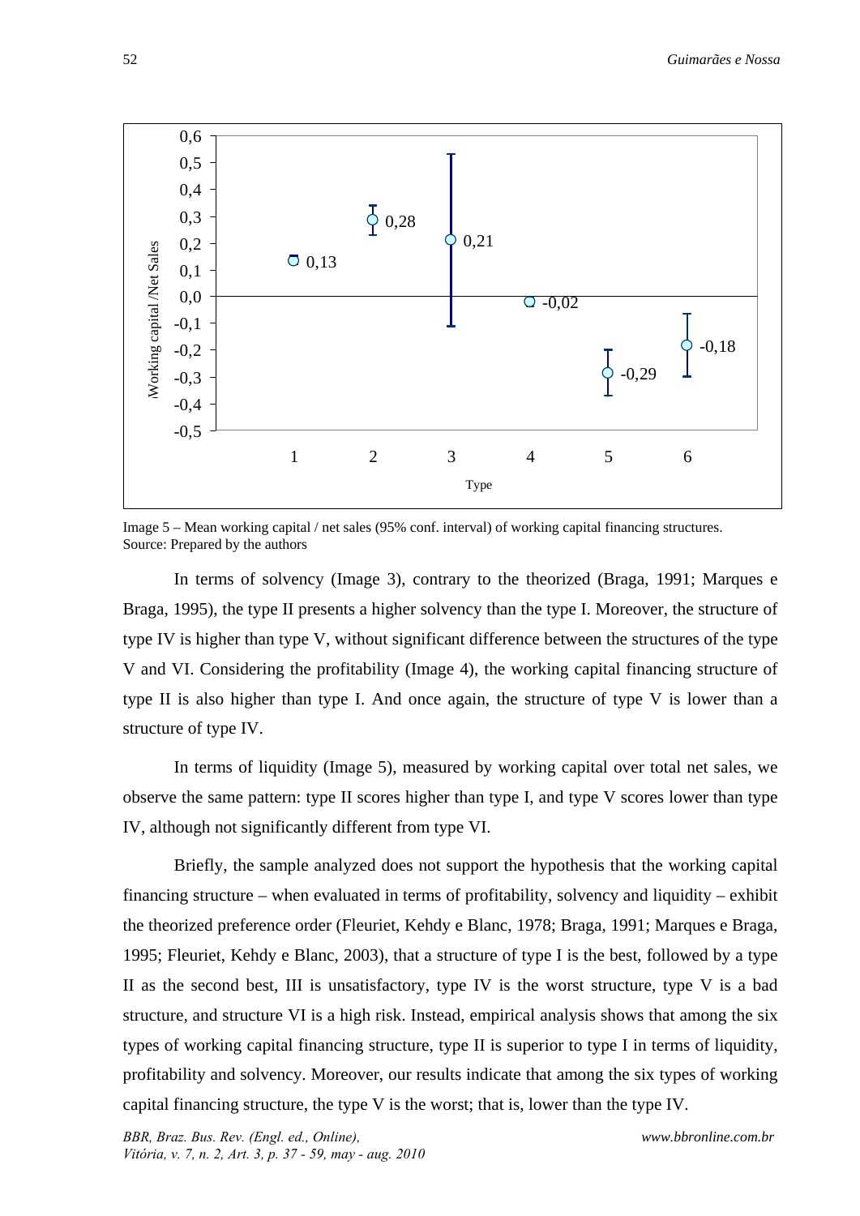Image 5 – Mean working capital / net sales (95% conf. interval) of working capital financing structures.
Source: Prepared by the authors

In terms of solvency (Image 3), contrary to the theorized (Braga, 1991; Marques e Braga, 1995), the type II presents a higher solvency than the type I. Moreover, the structure of type IV is higher than type V, without significant difference between the structures of the type V and VI. Considering the profitability (Image 4), the working capital financing structure of type II is also higher than type I. And once again, the structure of type V is lower than a structure of type IV.

In terms of liquidity (Image 5), measured by working capital over total net sales, we observe the same pattern: type II scores higher than type I, and type V scores lower than type IV, although not significantly different from type VI.

Briefly, the sample analyzed does not support the hypothesis that the working capital financing structure – when evaluated in terms of profitability, solvency and liquidity – exhibit the theorized preference order (Fleuriet, Kehdy e Blanc, 1978; Braga, 1991; Marques e Braga, 1995; Fleuriet, Kehdy e Blanc, 2003), that a structure of type I is the best, followed by a type II as the second best, III is unsatisfactory, type IV is the worst structure, type V is a bad structure, and structure VI is a high risk. Instead, empirical analysis shows that among the six types of working capital financing structure, type II is superior to type I in terms of liquidity, profitability and solvency. Moreover, our results indicate that among the six types of working capital financing structure, the type V is the worst; that is, lower than the type IV.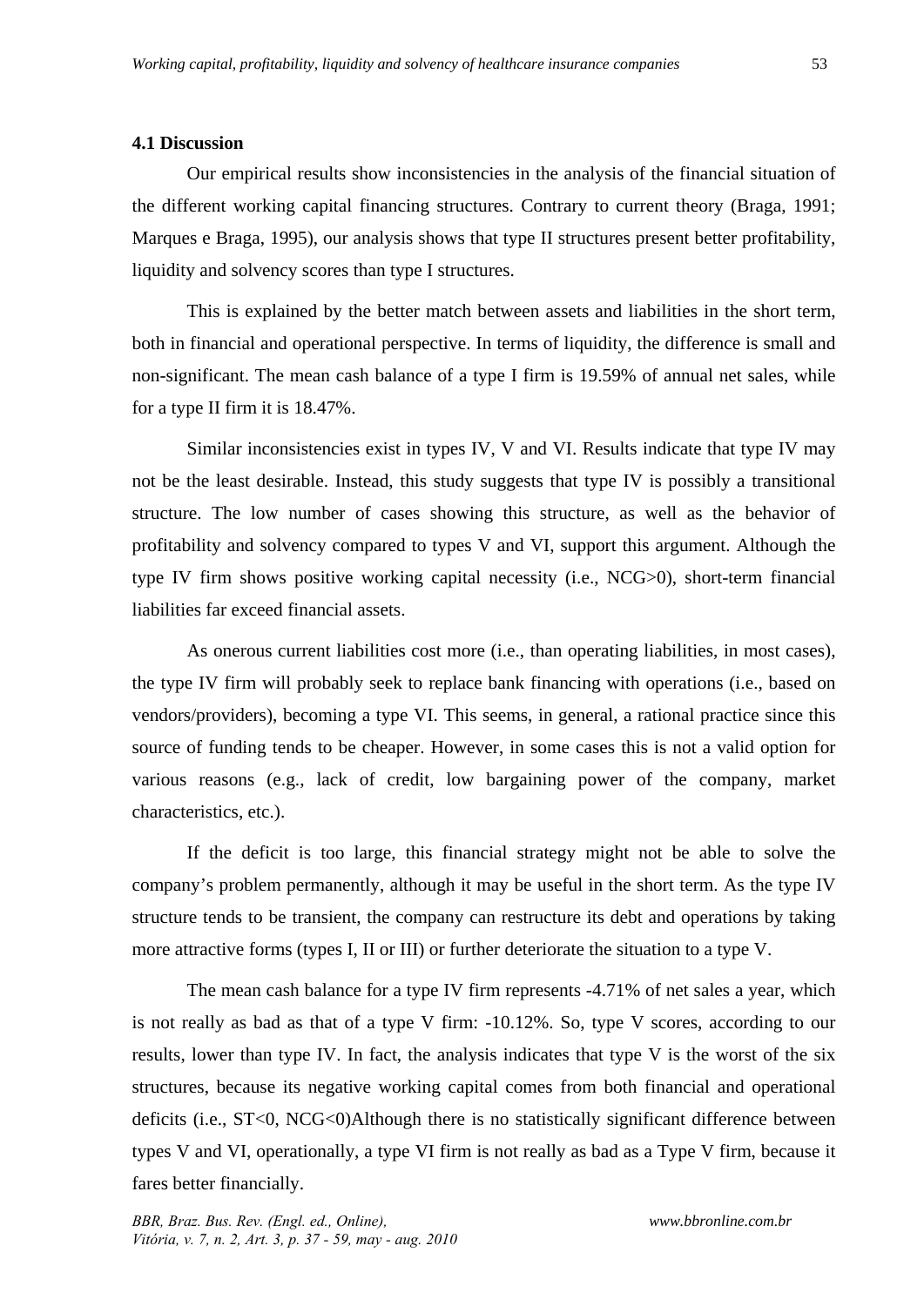### 4.1 Discussion

Our empirical results show inconsistencies in the analysis of the financial situation of the different working capital financing structures. Contrary to current theory (Braga, 1991; Marques e Braga, 1995), our analysis shows that type II structures present better profitability, liquidity and solvency scores than type I structures.

This is explained by the better match between assets and liabilities in the short term, both in financial and operational perspective. In terms of liquidity, the difference is small and non-significant. The mean cash balance of a type I firm is 19.59% of annual net sales, while for a type II firm it is 18.47%.

Similar inconsistencies exist in types IV, V and VI. Results indicate that type IV may not be the least desirable. Instead, this study suggests that type IV is possibly a transitional structure. The low number of cases showing this structure, as well as the behavior of profitability and solvency compared to types V and VI, support this argument. Although the type IV firm shows positive working capital necessity (i.e., NCG>0), short-term financial liabilities far exceed financial assets.

As onerous current liabilities cost more (i.e., than operating liabilities, in most cases), the type IV firm will probably seek to replace bank financing with operations (i.e., based on vendors/providers), becoming a type VI. This seems, in general, a rational practice since this source of funding tends to be cheaper. However, in some cases this is not a valid option for various reasons (e.g., lack of credit, low bargaining power of the company, market characteristics, etc.).

If the deficit is too large, this financial strategy might not be able to solve the company's problem permanently, although it may be useful in the short term. As the type IV structure tends to be transient, the company can restructure its debt and operations by taking more attractive forms (types I, II or III) or further deteriorate the situation to a type V.

The mean cash balance for a type IV firm represents -4.71% of net sales a year, which is not really as bad as that of a type V firm: -10.12%. So, type V scores, according to our results, lower than type IV. In fact, the analysis indicates that type V is the worst of the six structures, because its negative working capital comes from both financial and operational deficits (i.e., ST<0, NCG<0)Although there is no statistically significant difference between types V and VI, operationally, a type VI firm is not really as bad as a Type V firm, because it fares better financially.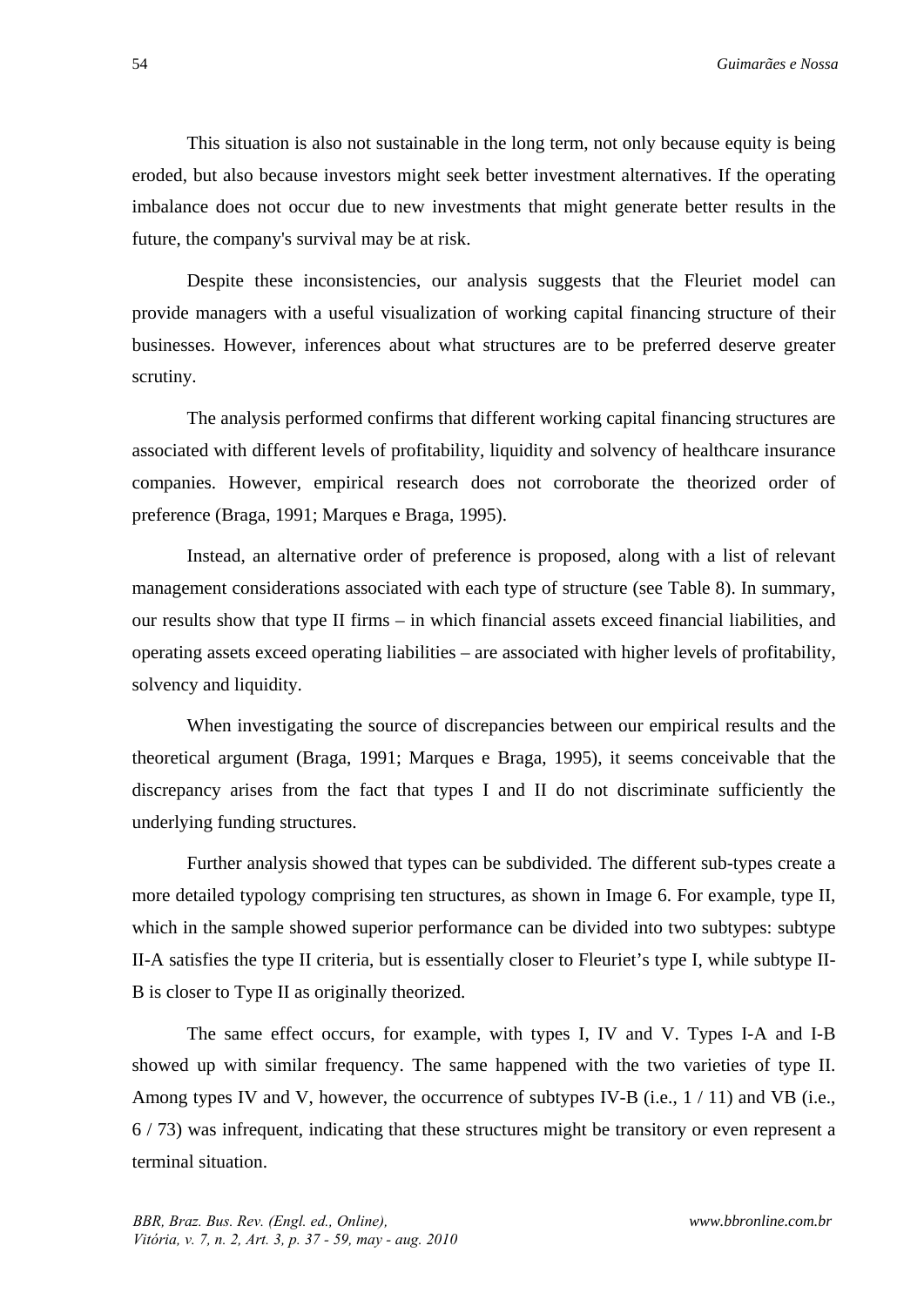This situation is also not sustainable in the long term, not only because equity is being eroded, but also because investors might seek better investment alternatives. If the operating imbalance does not occur due to new investments that might generate better results in the future, the company's survival may be at risk.

Despite these inconsistencies, our analysis suggests that the Fleuriet model can provide managers with a useful visualization of working capital financing structure of their businesses. However, inferences about what structures are to be preferred deserve greater scrutiny.

The analysis performed confirms that different working capital financing structures are associated with different levels of profitability, liquidity and solvency of healthcare insurance companies. However, empirical research does not corroborate the theorized order of preference (Braga, 1991; Marques e Braga, 1995).

Instead, an alternative order of preference is proposed, along with a list of relevant management considerations associated with each type of structure (see Table 8). In summary, our results show that type II firms – in which financial assets exceed financial liabilities, and operating assets exceed operating liabilities – are associated with higher levels of profitability, solvency and liquidity.

When investigating the source of discrepancies between our empirical results and the theoretical argument (Braga, 1991; Marques e Braga, 1995), it seems conceivable that the discrepancy arises from the fact that types I and II do not discriminate sufficiently the underlying funding structures.

Further analysis showed that types can be subdivided. The different sub-types create a more detailed typology comprising ten structures, as shown in Image 6. For example, type II, which in the sample showed superior performance can be divided into two subtypes: subtype II-A satisfies the type II criteria, but is essentially closer to Fleuriet's type I, while subtype II-B is closer to Type II as originally theorized.

The same effect occurs, for example, with types I, IV and V. Types I-A and I-B showed up with similar frequency. The same happened with the two varieties of type II. Among types IV and V, however, the occurrence of subtypes IV-B (i.e., 1 / 11) and VB (i.e., 6 / 73) was infrequent, indicating that these structures might be transitory or even represent a terminal situation.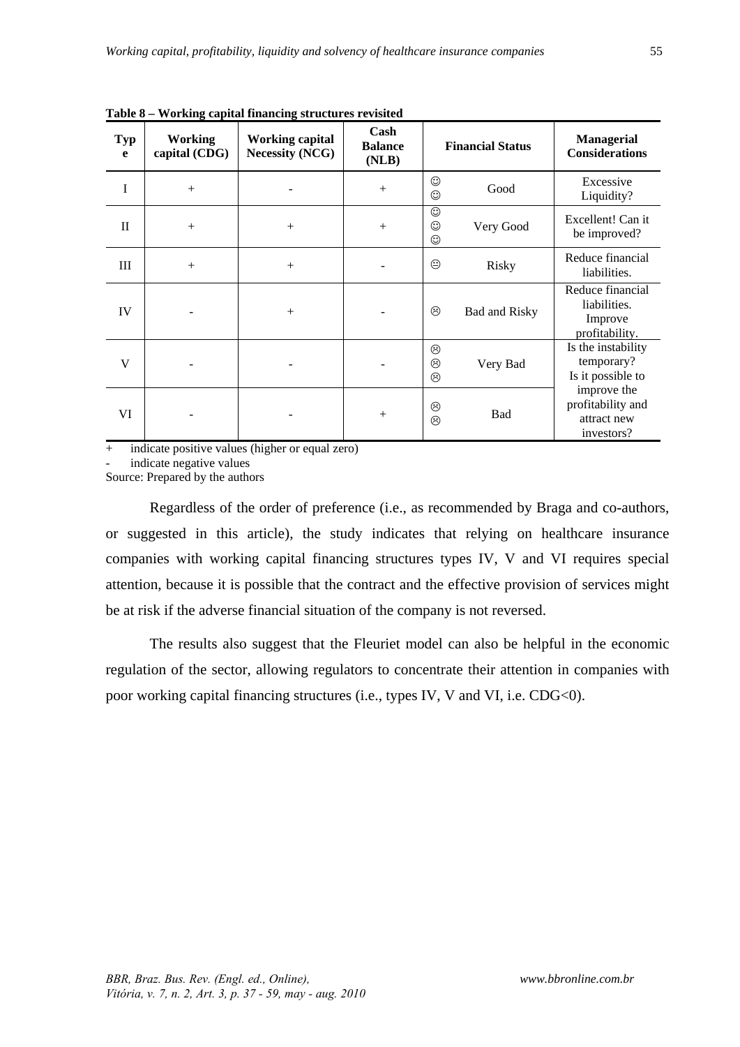**Table 8 – Working capital financing structures revisited**

| Type | Working capital (CDG) | Working capital Necessity (NCG) | Cash Balance (NLB) | Financial Status | | Managerial Considerations |
|---|---|---|---|---|---|---|
| I | + | - | + | ☺ ☺ | Good | Excessive Liquidity? |
| II | + | + | + | ☺ ☺ ☺ | Very Good | Excellent! Can it be improved? |
| III | + | + | - | 😐 | Risky | Reduce financial liabilities. |
| IV | - | + | - | ☹ | Bad and Risky | Reduce financial liabilities. Improve profitability. |
| V | - | - | - | ☹ ☹ ☹ | Very Bad | Is the instability temporary? Is it possible to improve the profitability and attract new investors? |
| VI | - | - | + | ☹ ☹ | Bad | |

\+ indicate positive values (higher or equal zero)

\- indicate negative values

Source: Prepared by the authors

Regardless of the order of preference (i.e., as recommended by Braga and co-authors, or suggested in this article), the study indicates that relying on healthcare insurance companies with working capital financing structures types IV, V and VI requires special attention, because it is possible that the contract and the effective provision of services might be at risk if the adverse financial situation of the company is not reversed.

The results also suggest that the Fleuriet model can also be helpful in the economic regulation of the sector, allowing regulators to concentrate their attention in companies with poor working capital financing structures (i.e., types IV, V and VI, i.e. CDG<0).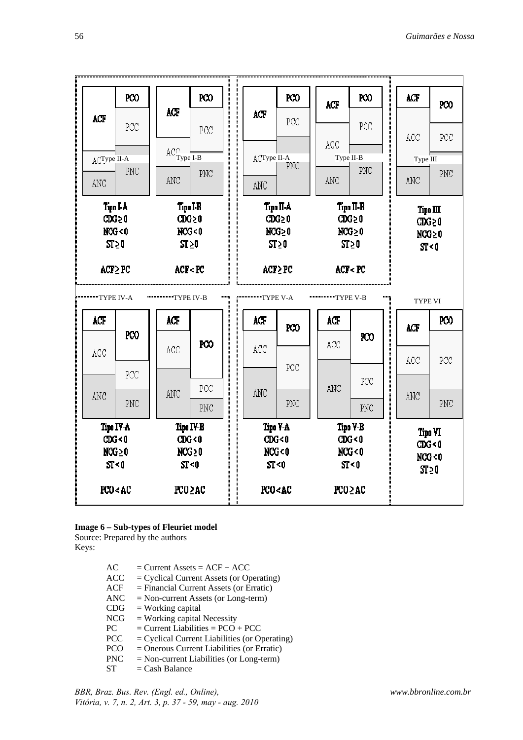| Type | CDG | NCG | ST | Condition |
|---|---|---|---|---|
| Tipo I-A | CDG ≥ 0 | NCG < 0 | ST ≥ 0 | ACF ≥ PC |
| Tipo I-B | CDG ≥ 0 | NCG < 0 | ST ≥ 0 | ACF < PC |
| Tipo II-A | CDG ≥ 0 | NCG ≥ 0 | ST ≥ 0 | ACF ≥ PC |
| Tipo II-B | CDG ≥ 0 | NCG ≥ 0 | ST ≥ 0 | ACF < PC |
| Tipo III | CDG ≥ 0 | NCG ≥ 0 | ST < 0 | |
| Tipo IV-A | CDG < 0 | NCG ≥ 0 | ST < 0 | PCO < AC |
| Tipo IV-B | CDG < 0 | NCG ≥ 0 | ST < 0 | PCO ≥ AC |
| Tipo V-A | CDG < 0 | NCG < 0 | ST < 0 | PCO < AC |
| Tipo V-B | CDG < 0 | NCG < 0 | ST < 0 | PCO ≥ AC |
| Tipo VI | CDG < 0 | NCG < 0 | ST ≥ 0 | |

**Image 6 – Sub-types of Fleuriet model**

Source: Prepared by the authors

Keys:

- AC = Current Assets = ACF + ACC
- ACC = Cyclical Current Assets (or Operating)
- ACF = Financial Current Assets (or Erratic)
- ANC = Non-current Assets (or Long-term)
- CDG = Working capital
- NCG = Working capital Necessity
- PC = Current Liabilities = PCO + PCC
- PCC = Cyclical Current Liabilities (or Operating)
- PCO = Onerous Current Liabilities (or Erratic)
- PNC = Non-current Liabilities (or Long-term)
- ST = Cash Balance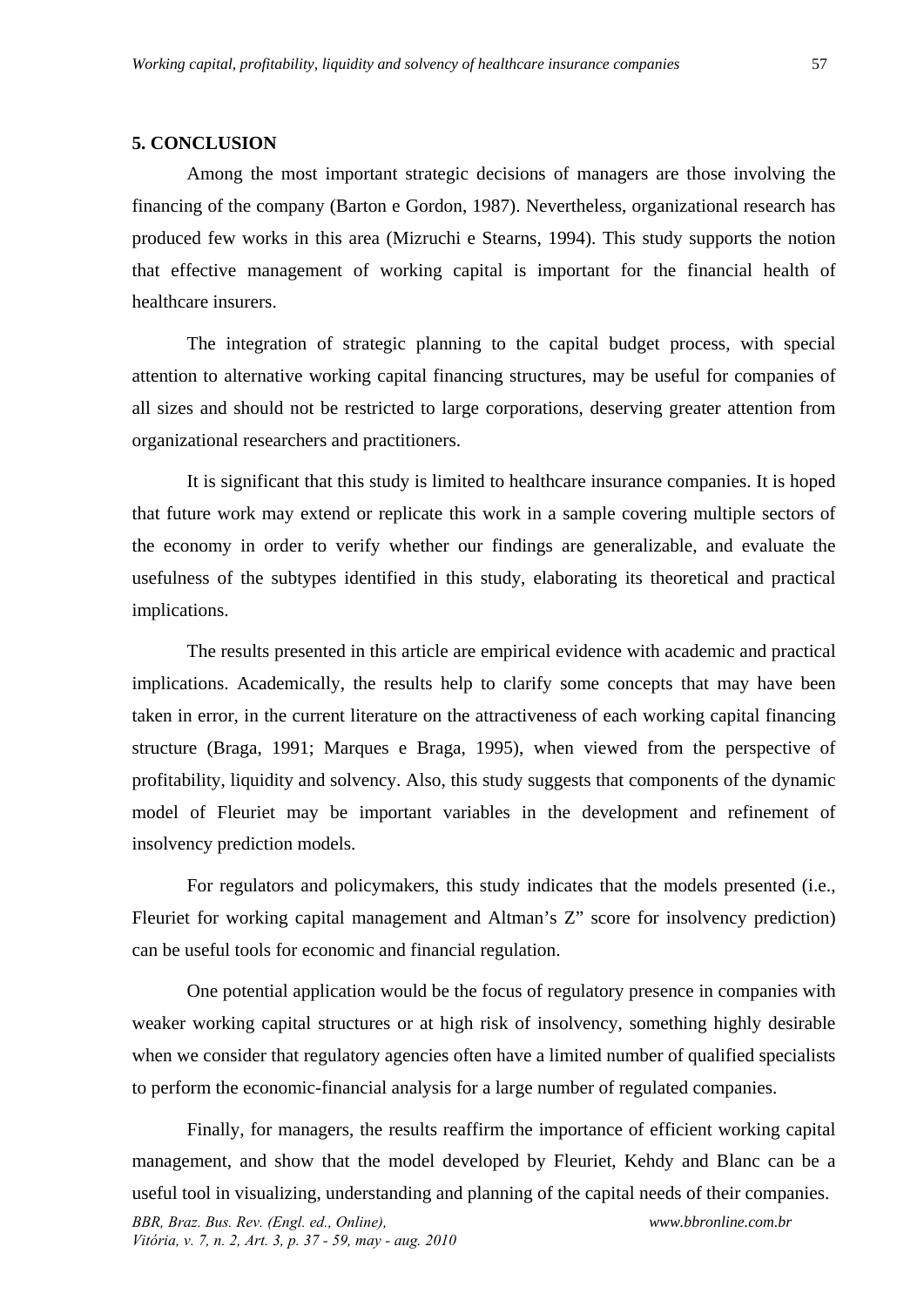## 5. CONCLUSION

Among the most important strategic decisions of managers are those involving the financing of the company (Barton e Gordon, 1987). Nevertheless, organizational research has produced few works in this area (Mizruchi e Stearns, 1994). This study supports the notion that effective management of working capital is important for the financial health of healthcare insurers.

The integration of strategic planning to the capital budget process, with special attention to alternative working capital financing structures, may be useful for companies of all sizes and should not be restricted to large corporations, deserving greater attention from organizational researchers and practitioners.

It is significant that this study is limited to healthcare insurance companies. It is hoped that future work may extend or replicate this work in a sample covering multiple sectors of the economy in order to verify whether our findings are generalizable, and evaluate the usefulness of the subtypes identified in this study, elaborating its theoretical and practical implications.

The results presented in this article are empirical evidence with academic and practical implications. Academically, the results help to clarify some concepts that may have been taken in error, in the current literature on the attractiveness of each working capital financing structure (Braga, 1991; Marques e Braga, 1995), when viewed from the perspective of profitability, liquidity and solvency. Also, this study suggests that components of the dynamic model of Fleuriet may be important variables in the development and refinement of insolvency prediction models.

For regulators and policymakers, this study indicates that the models presented (i.e., Fleuriet for working capital management and Altman's Z" score for insolvency prediction) can be useful tools for economic and financial regulation.

One potential application would be the focus of regulatory presence in companies with weaker working capital structures or at high risk of insolvency, something highly desirable when we consider that regulatory agencies often have a limited number of qualified specialists to perform the economic-financial analysis for a large number of regulated companies.

Finally, for managers, the results reaffirm the importance of efficient working capital management, and show that the model developed by Fleuriet, Kehdy and Blanc can be a useful tool in visualizing, understanding and planning of the capital needs of their companies.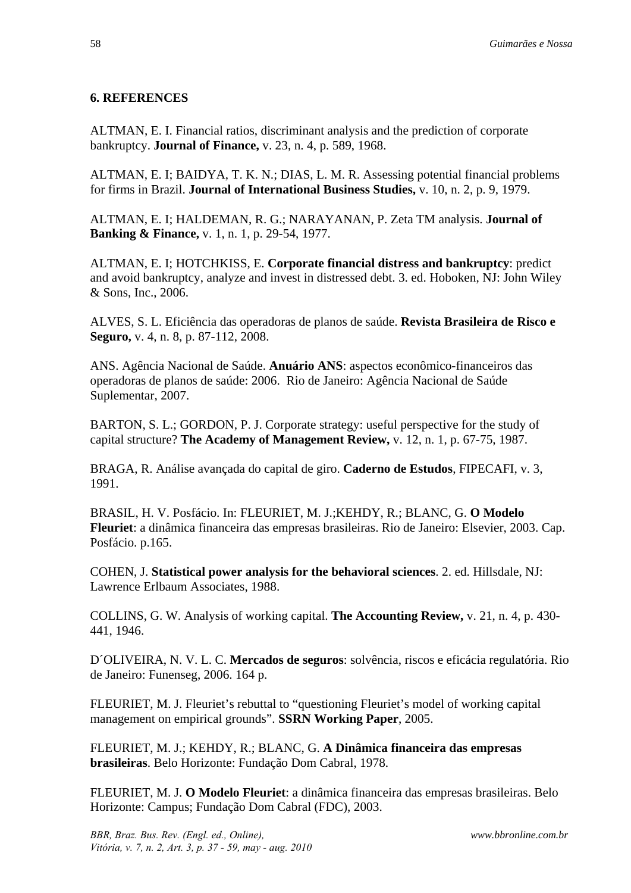## 6. REFERENCES

ALTMAN, E. I. Financial ratios, discriminant analysis and the prediction of corporate bankruptcy. **Journal of Finance,** v. 23, n. 4, p. 589, 1968.

ALTMAN, E. I; BAIDYA, T. K. N.; DIAS, L. M. R. Assessing potential financial problems for firms in Brazil. **Journal of International Business Studies,** v. 10, n. 2, p. 9, 1979.

ALTMAN, E. I; HALDEMAN, R. G.; NARAYANAN, P. Zeta TM analysis. **Journal of Banking & Finance,** v. 1, n. 1, p. 29-54, 1977.

ALTMAN, E. I; HOTCHKISS, E. **Corporate financial distress and bankruptcy**: predict and avoid bankruptcy, analyze and invest in distressed debt. 3. ed. Hoboken, NJ: John Wiley & Sons, Inc., 2006.

ALVES, S. L. Eficiência das operadoras de planos de saúde. **Revista Brasileira de Risco e Seguro,** v. 4, n. 8, p. 87-112, 2008.

ANS. Agência Nacional de Saúde. **Anuário ANS**: aspectos econômico-financeiros das operadoras de planos de saúde: 2006. Rio de Janeiro: Agência Nacional de Saúde Suplementar, 2007.

BARTON, S. L.; GORDON, P. J. Corporate strategy: useful perspective for the study of capital structure? **The Academy of Management Review,** v. 12, n. 1, p. 67-75, 1987.

BRAGA, R. Análise avançada do capital de giro. **Caderno de Estudos**, FIPECAFI, v. 3, 1991.

BRASIL, H. V. Posfácio. In: FLEURIET, M. J.;KEHDY, R.; BLANC, G. **O Modelo Fleuriet**: a dinâmica financeira das empresas brasileiras. Rio de Janeiro: Elsevier, 2003. Cap. Posfácio. p.165.

COHEN, J. **Statistical power analysis for the behavioral sciences**. 2. ed. Hillsdale, NJ: Lawrence Erlbaum Associates, 1988.

COLLINS, G. W. Analysis of working capital. **The Accounting Review,** v. 21, n. 4, p. 430-441, 1946.

D´OLIVEIRA, N. V. L. C. **Mercados de seguros**: solvência, riscos e eficácia regulatória. Rio de Janeiro: Funenseg, 2006. 164 p.

FLEURIET, M. J. Fleuriet's rebuttal to "questioning Fleuriet's model of working capital management on empirical grounds". **SSRN Working Paper**, 2005.

FLEURIET, M. J.; KEHDY, R.; BLANC, G. **A Dinâmica financeira das empresas brasileiras**. Belo Horizonte: Fundação Dom Cabral, 1978.

FLEURIET, M. J. **O Modelo Fleuriet**: a dinâmica financeira das empresas brasileiras. Belo Horizonte: Campus; Fundação Dom Cabral (FDC), 2003.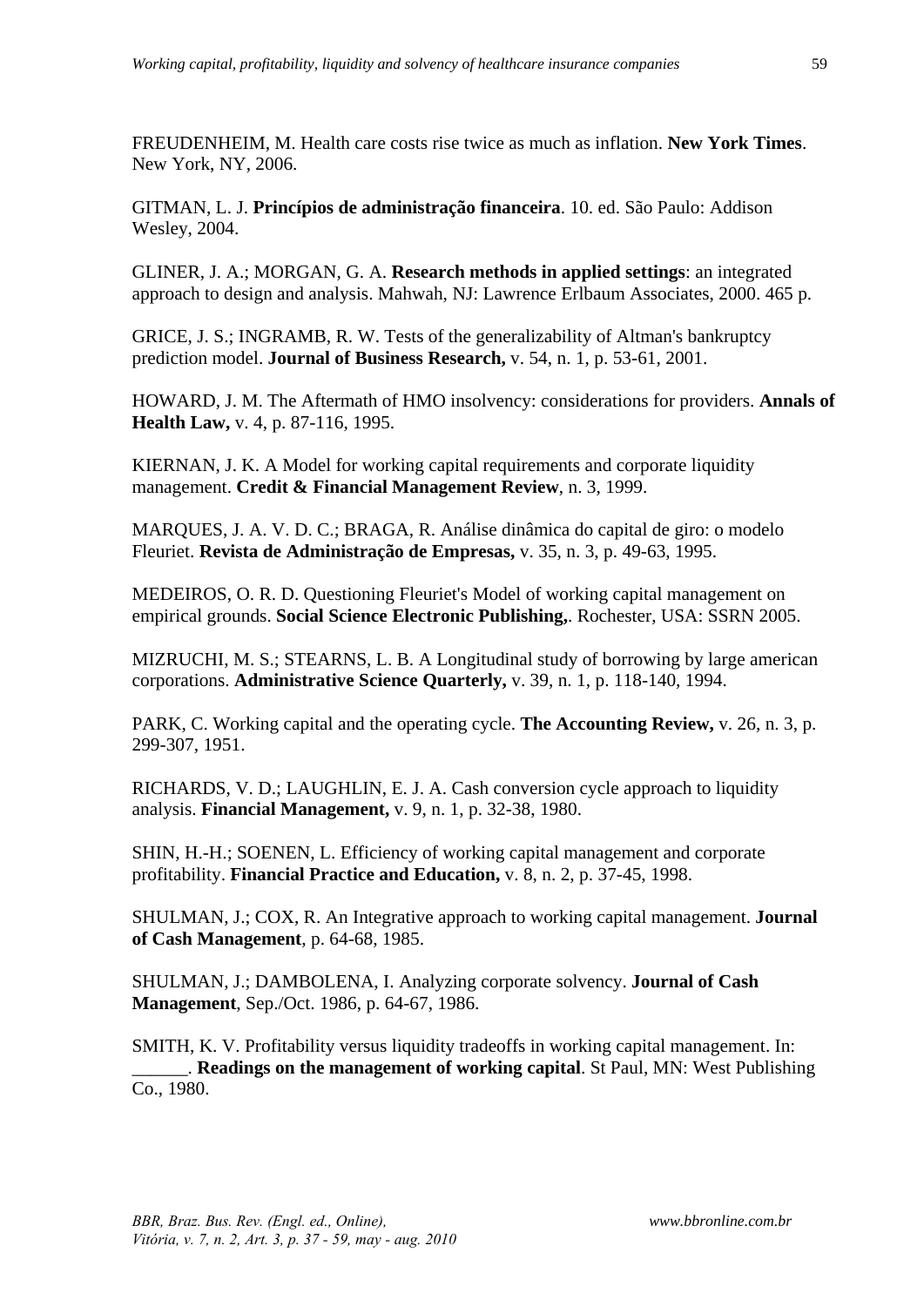FREUDENHEIM, M. Health care costs rise twice as much as inflation. **New York Times**. New York, NY, 2006.

GITMAN, L. J. **Princípios de administração financeira**. 10. ed. São Paulo: Addison Wesley, 2004.

GLINER, J. A.; MORGAN, G. A. **Research methods in applied settings**: an integrated approach to design and analysis. Mahwah, NJ: Lawrence Erlbaum Associates, 2000. 465 p.

GRICE, J. S.; INGRAMB, R. W. Tests of the generalizability of Altman's bankruptcy prediction model. **Journal of Business Research,** v. 54, n. 1, p. 53-61, 2001.

HOWARD, J. M. The Aftermath of HMO insolvency: considerations for providers. **Annals of Health Law,** v. 4, p. 87-116, 1995.

KIERNAN, J. K. A Model for working capital requirements and corporate liquidity management. **Credit & Financial Management Review**, n. 3, 1999.

MARQUES, J. A. V. D. C.; BRAGA, R. Análise dinâmica do capital de giro: o modelo Fleuriet. **Revista de Administração de Empresas,** v. 35, n. 3, p. 49-63, 1995.

MEDEIROS, O. R. D. Questioning Fleuriet's Model of working capital management on empirical grounds. **Social Science Electronic Publishing,**. Rochester, USA: SSRN 2005.

MIZRUCHI, M. S.; STEARNS, L. B. A Longitudinal study of borrowing by large american corporations. **Administrative Science Quarterly,** v. 39, n. 1, p. 118-140, 1994.

PARK, C. Working capital and the operating cycle. **The Accounting Review,** v. 26, n. 3, p. 299-307, 1951.

RICHARDS, V. D.; LAUGHLIN, E. J. A. Cash conversion cycle approach to liquidity analysis. **Financial Management,** v. 9, n. 1, p. 32-38, 1980.

SHIN, H.-H.; SOENEN, L. Efficiency of working capital management and corporate profitability. **Financial Practice and Education,** v. 8, n. 2, p. 37-45, 1998.

SHULMAN, J.; COX, R. An Integrative approach to working capital management. **Journal of Cash Management**, p. 64-68, 1985.

SHULMAN, J.; DAMBOLENA, I. Analyzing corporate solvency. **Journal of Cash Management**, Sep./Oct. 1986, p. 64-67, 1986.

SMITH, K. V. Profitability versus liquidity tradeoffs in working capital management. In: ______. **Readings on the management of working capital**. St Paul, MN: West Publishing Co., 1980.